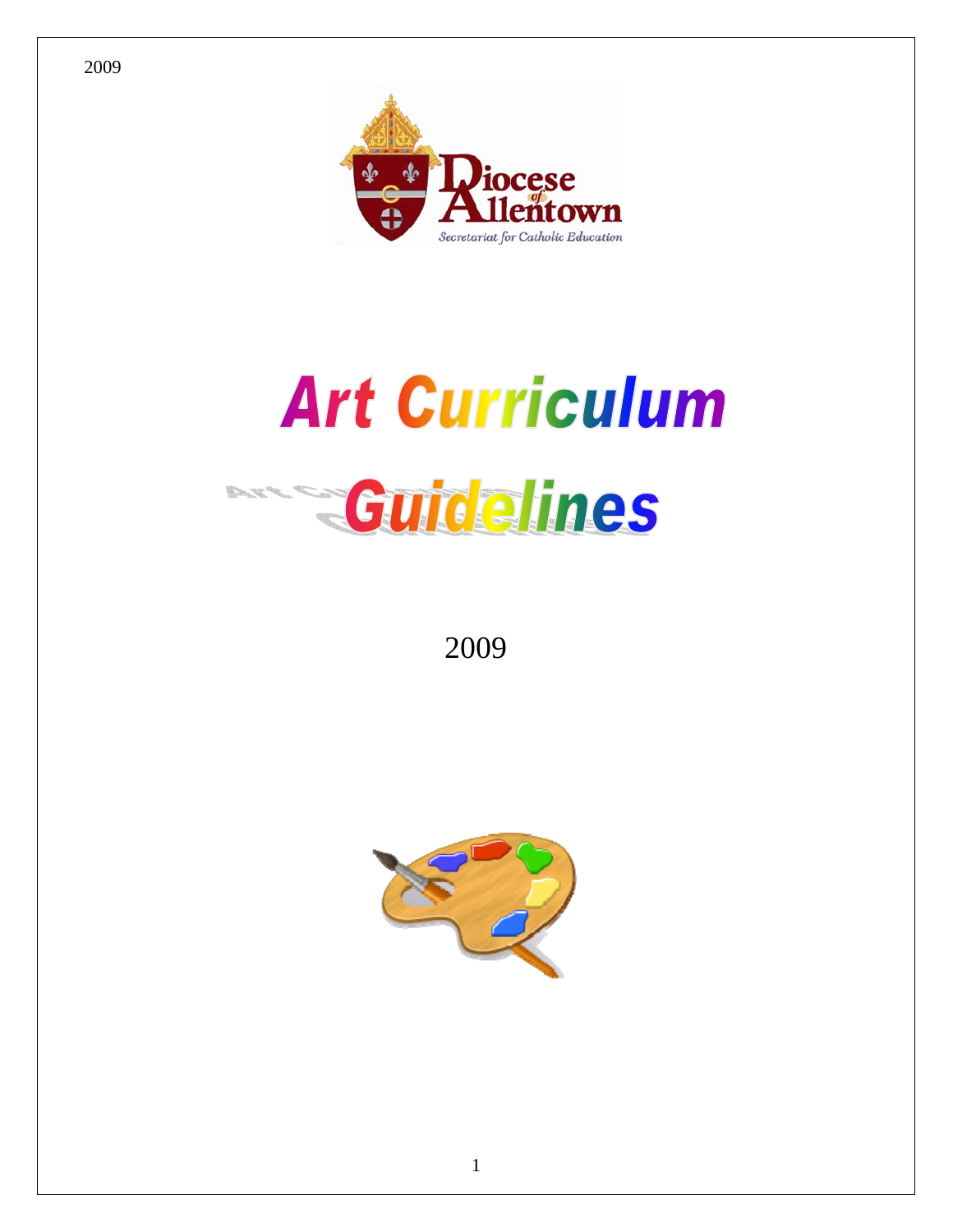Diocese of Allentown

Secretariat for Catholic Education

# Art Curriculum Guidelines

2009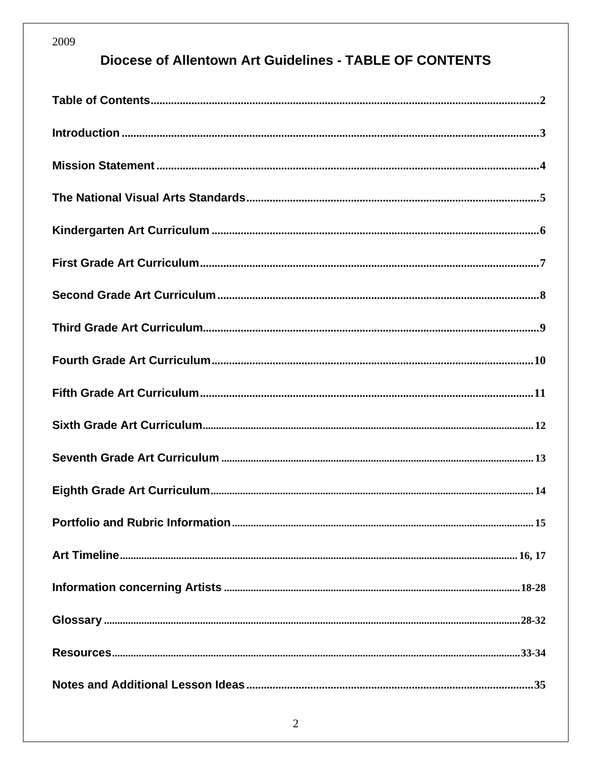2009

# Diocese of Allentown Art Guidelines - TABLE OF CONTENTS

**Table of Contents**......2

**Introduction**......3

**Mission Statement**......4

**The National Visual Arts Standards**......5

**Kindergarten Art Curriculum**......6

**First Grade Art Curriculum**......7

**Second Grade Art Curriculum**......8

**Third Grade Art Curriculum**......9

**Fourth Grade Art Curriculum**......10

**Fifth Grade Art Curriculum**......11

**Sixth Grade Art Curriculum**......12

**Seventh Grade Art Curriculum**......13

**Eighth Grade Art Curriculum**......14

**Portfolio and Rubric Information**......15

**Art Timeline**......16, 17

**Information concerning Artists**......18-28

**Glossary**......28-32

**Resources**......33-34

**Notes and Additional Lesson Ideas**......35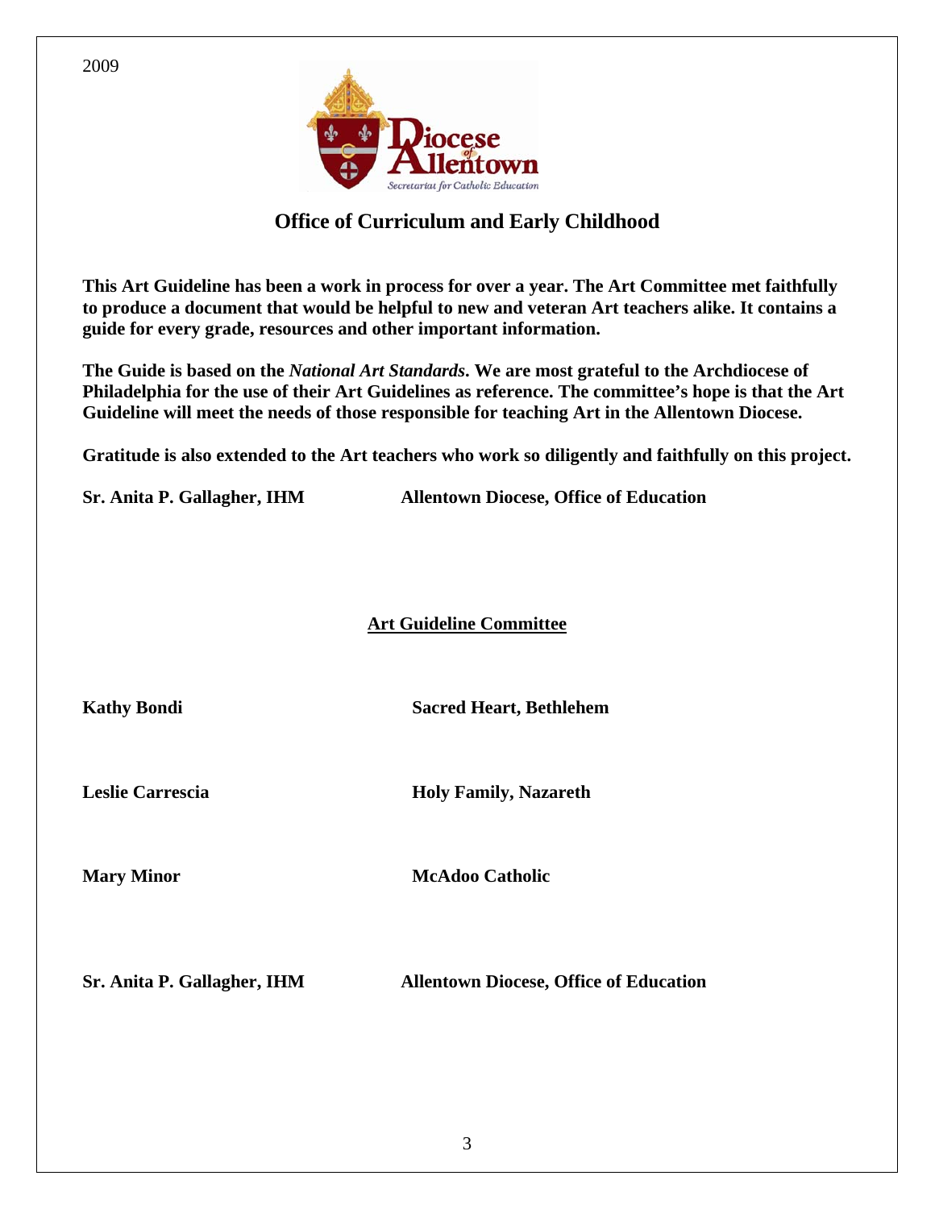2009

Diocese of Allentown
Secretariat for Catholic Education

## Office of Curriculum and Early Childhood

**This Art Guideline has been a work in process for over a year. The Art Committee met faithfully to produce a document that would be helpful to new and veteran Art teachers alike. It contains a guide for every grade, resources and other important information.**

**The Guide is based on the *National Art Standards*. We are most grateful to the Archdiocese of Philadelphia for the use of their Art Guidelines as reference. The committee's hope is that the Art Guideline will meet the needs of those responsible for teaching Art in the Allentown Diocese.**

**Gratitude is also extended to the Art teachers who work so diligently and faithfully on this project.**

**Sr. Anita P. Gallagher, IHM** **Allentown Diocese, Office of Education**

### Art Guideline Committee

| | |
|---|---|
| **Kathy Bondi** | **Sacred Heart, Bethlehem** |
| **Leslie Carrescia** | **Holy Family, Nazareth** |
| **Mary Minor** | **McAdoo Catholic** |
| **Sr. Anita P. Gallagher, IHM** | **Allentown Diocese, Office of Education** |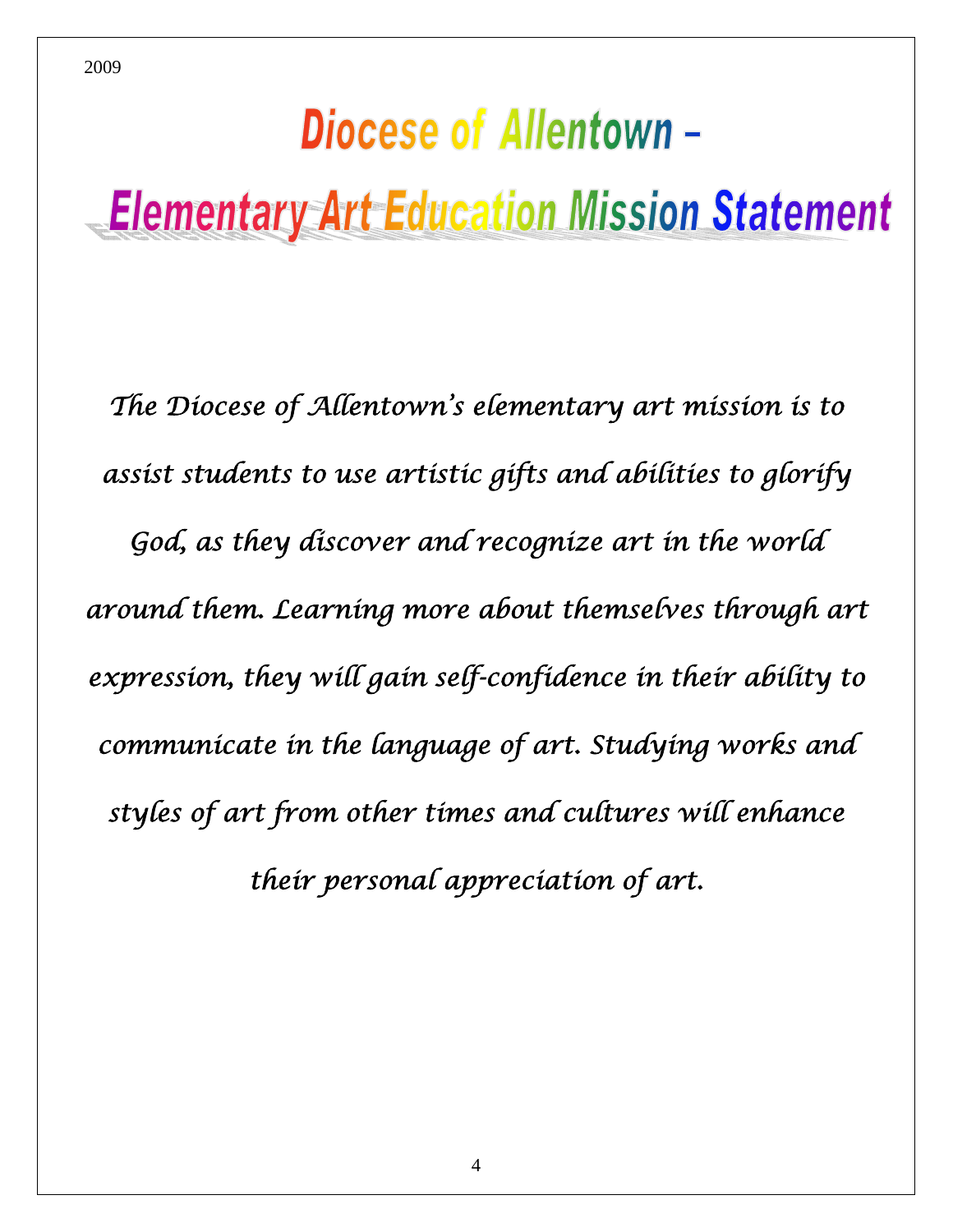# Diocese of Allentown – Elementary Art Education Mission Statement

*The Diocese of Allentown's elementary art mission is to assist students to use artistic gifts and abilities to glorify God, as they discover and recognize art in the world around them. Learning more about themselves through art expression, they will gain self-confidence in their ability to communicate in the language of art. Studying works and styles of art from other times and cultures will enhance their personal appreciation of art.*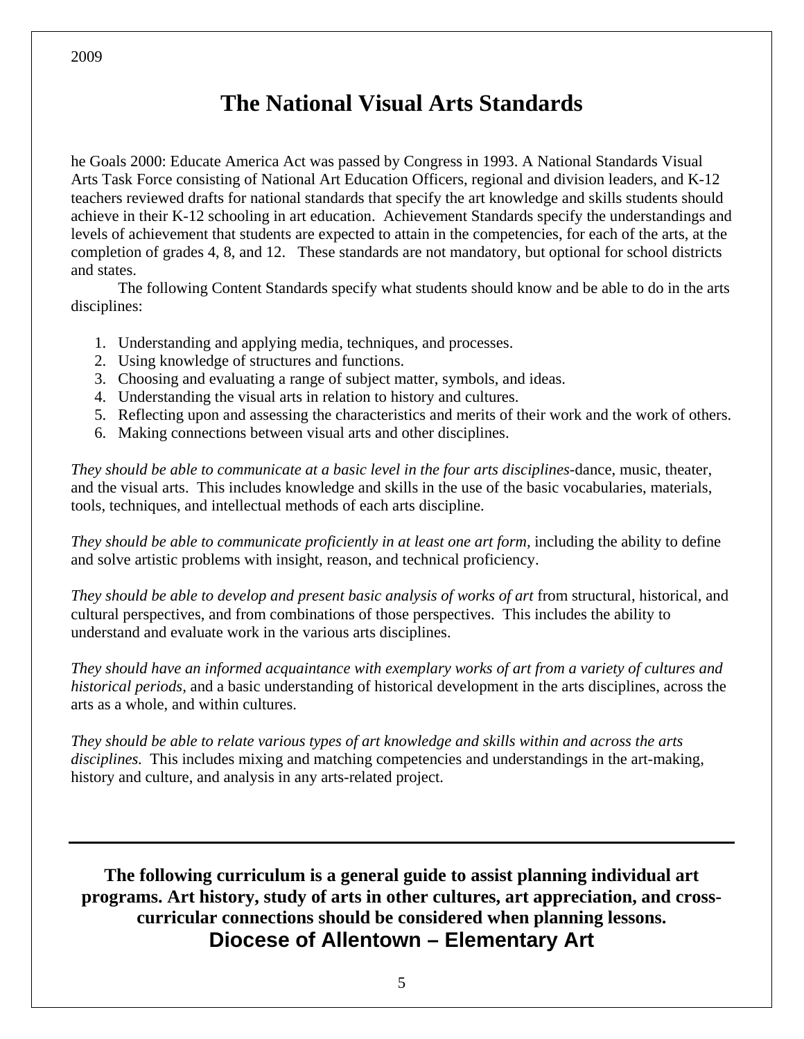# The National Visual Arts Standards

he Goals 2000: Educate America Act was passed by Congress in 1993. A National Standards Visual Arts Task Force consisting of National Art Education Officers, regional and division leaders, and K-12 teachers reviewed drafts for national standards that specify the art knowledge and skills students should achieve in their K-12 schooling in art education. Achievement Standards specify the understandings and levels of achievement that students are expected to attain in the competencies, for each of the arts, at the completion of grades 4, 8, and 12. These standards are not mandatory, but optional for school districts and states.

The following Content Standards specify what students should know and be able to do in the arts disciplines:

1. Understanding and applying media, techniques, and processes.
2. Using knowledge of structures and functions.
3. Choosing and evaluating a range of subject matter, symbols, and ideas.
4. Understanding the visual arts in relation to history and cultures.
5. Reflecting upon and assessing the characteristics and merits of their work and the work of others.
6. Making connections between visual arts and other disciplines.

*They should be able to communicate at a basic level in the four arts disciplines*-dance, music, theater, and the visual arts. This includes knowledge and skills in the use of the basic vocabularies, materials, tools, techniques, and intellectual methods of each arts discipline.

*They should be able to communicate proficiently in at least one art form,* including the ability to define and solve artistic problems with insight, reason, and technical proficiency.

*They should be able to develop and present basic analysis of works of art* from structural, historical, and cultural perspectives, and from combinations of those perspectives. This includes the ability to understand and evaluate work in the various arts disciplines.

*They should have an informed acquaintance with exemplary works of art from a variety of cultures and historical periods,* and a basic understanding of historical development in the arts disciplines, across the arts as a whole, and within cultures.

*They should be able to relate various types of art knowledge and skills within and across the arts disciplines.* This includes mixing and matching competencies and understandings in the art-making, history and culture, and analysis in any arts-related project.

---

**The following curriculum is a general guide to assist planning individual art programs. Art history, study of arts in other cultures, art appreciation, and cross-curricular connections should be considered when planning lessons.**

**Diocese of Allentown – Elementary Art**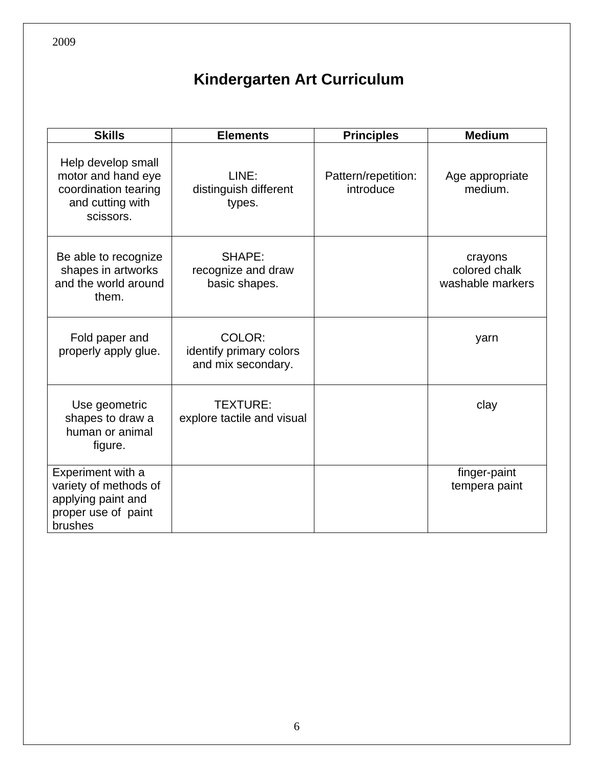2009

# Kindergarten Art Curriculum

| Skills | Elements | Principles | Medium |
|---|---|---|---|
| Help develop small motor and hand eye coordination tearing and cutting with scissors. | LINE: distinguish different types. | Pattern/repetition: introduce | Age appropriate medium. |
| Be able to recognize shapes in artworks and the world around them. | SHAPE: recognize and draw basic shapes. | | crayons colored chalk washable markers |
| Fold paper and properly apply glue. | COLOR: identify primary colors and mix secondary. | | yarn |
| Use geometric shapes to draw a human or animal figure. | TEXTURE: explore tactile and visual | | clay |
| Experiment with a variety of methods of applying paint and proper use of paint brushes | | | finger-paint tempera paint |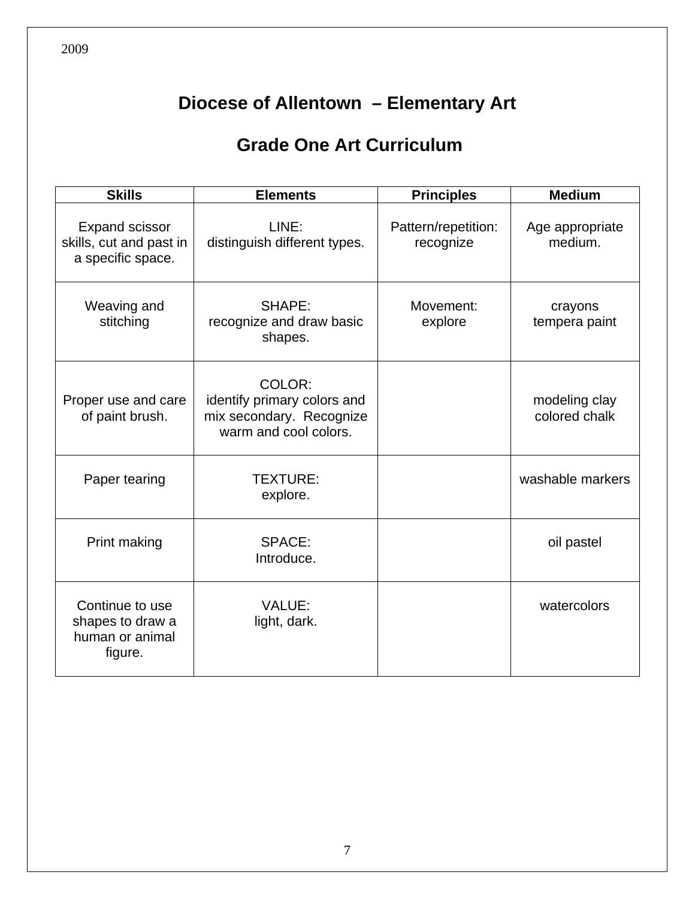2009

# Diocese of Allentown – Elementary Art

## Grade One Art Curriculum

| Skills | Elements | Principles | Medium |
|---|---|---|---|
| Expand scissor skills, cut and past in a specific space. | LINE: distinguish different types. | Pattern/repetition: recognize | Age appropriate medium. |
| Weaving and stitching | SHAPE: recognize and draw basic shapes. | Movement: explore | crayons tempera paint |
| Proper use and care of paint brush. | COLOR: identify primary colors and mix secondary. Recognize warm and cool colors. | | modeling clay colored chalk |
| Paper tearing | TEXTURE: explore. | | washable markers |
| Print making | SPACE: Introduce. | | oil pastel |
| Continue to use shapes to draw a human or animal figure. | VALUE: light, dark. | | watercolors |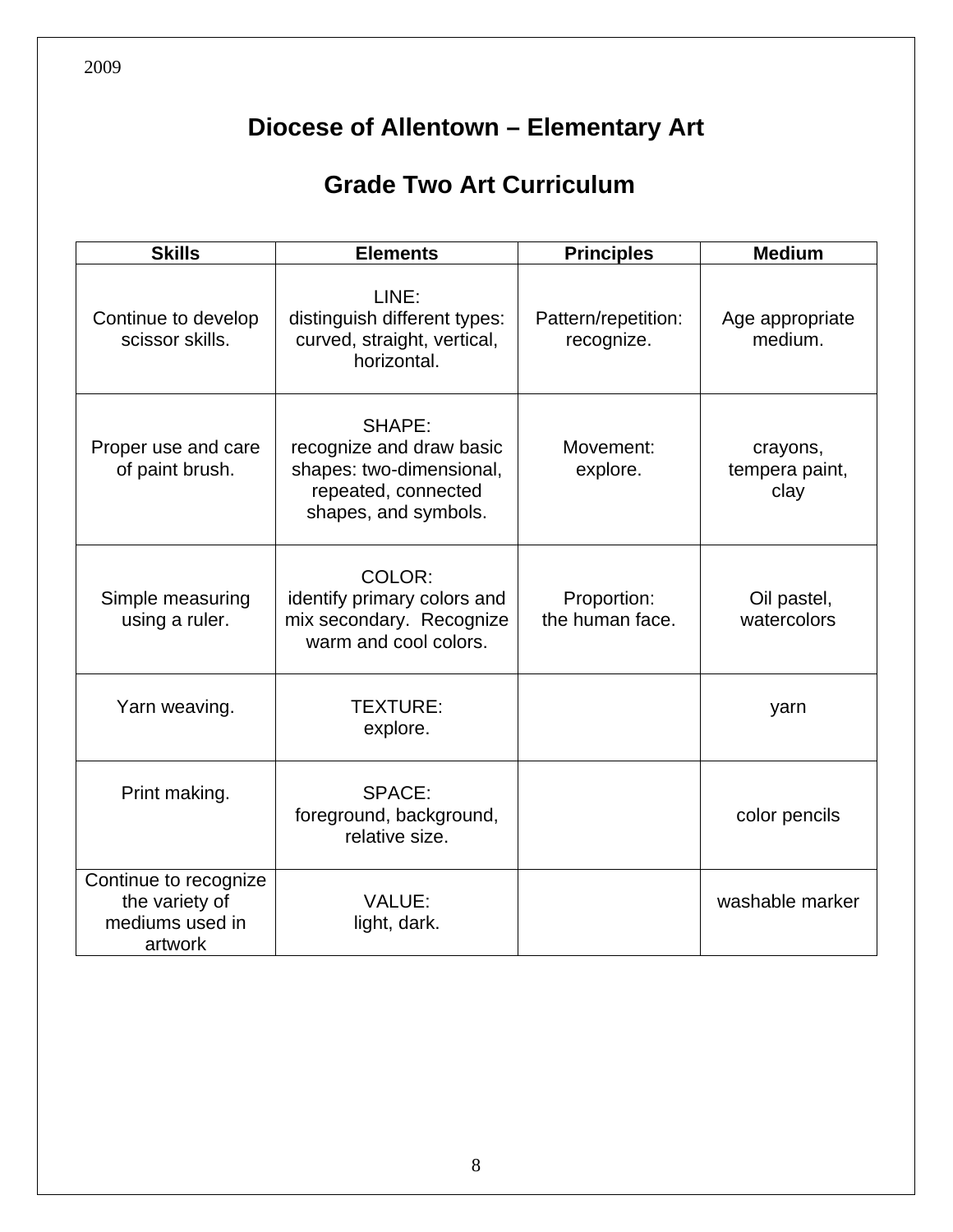2009

# Diocese of Allentown – Elementary Art

## Grade Two Art Curriculum

| Skills | Elements | Principles | Medium |
|---|---|---|---|
| Continue to develop scissor skills. | LINE: distinguish different types: curved, straight, vertical, horizontal. | Pattern/repetition: recognize. | Age appropriate medium. |
| Proper use and care of paint brush. | SHAPE: recognize and draw basic shapes: two-dimensional, repeated, connected shapes, and symbols. | Movement: explore. | crayons, tempera paint, clay |
| Simple measuring using a ruler. | COLOR: identify primary colors and mix secondary. Recognize warm and cool colors. | Proportion: the human face. | Oil pastel, watercolors |
| Yarn weaving. | TEXTURE: explore. | | yarn |
| Print making. | SPACE: foreground, background, relative size. | | color pencils |
| Continue to recognize the variety of mediums used in artwork | VALUE: light, dark. | | washable marker |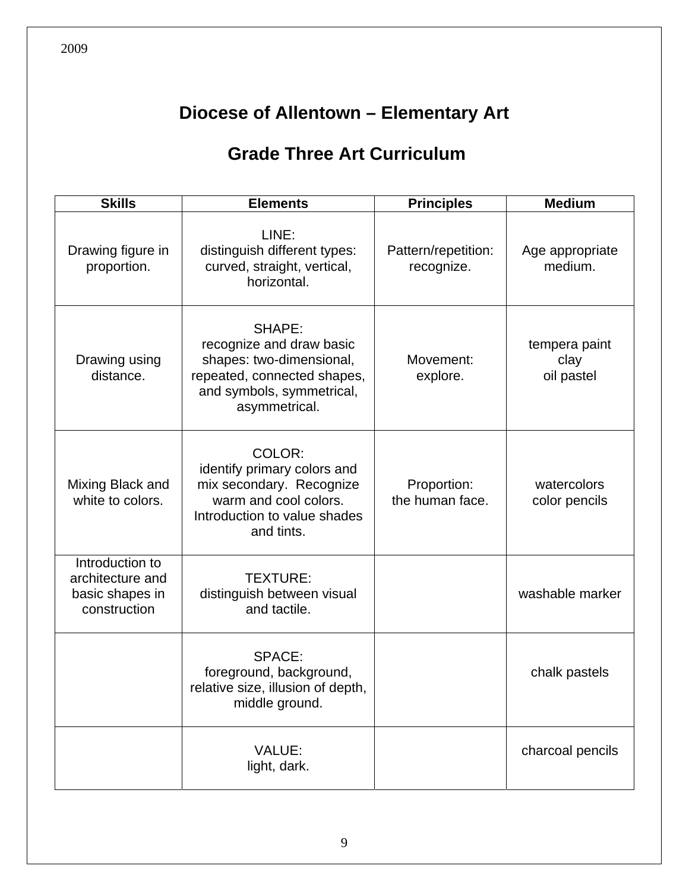2009

# Diocese of Allentown – Elementary Art

## Grade Three Art Curriculum

| Skills | Elements | Principles | Medium |
|---|---|---|---|
| Drawing figure in proportion. | LINE: distinguish different types: curved, straight, vertical, horizontal. | Pattern/repetition: recognize. | Age appropriate medium. |
| Drawing using distance. | SHAPE: recognize and draw basic shapes: two-dimensional, repeated, connected shapes, and symbols, symmetrical, asymmetrical. | Movement: explore. | tempera paint<br>clay<br>oil pastel |
| Mixing Black and white to colors. | COLOR: identify primary colors and mix secondary. Recognize warm and cool colors. Introduction to value shades and tints. | Proportion: the human face. | watercolors<br>color pencils |
| Introduction to architecture and basic shapes in construction | TEXTURE: distinguish between visual and tactile. | | washable marker |
| | SPACE: foreground, background, relative size, illusion of depth, middle ground. | | chalk pastels |
| | VALUE: light, dark. | | charcoal pencils |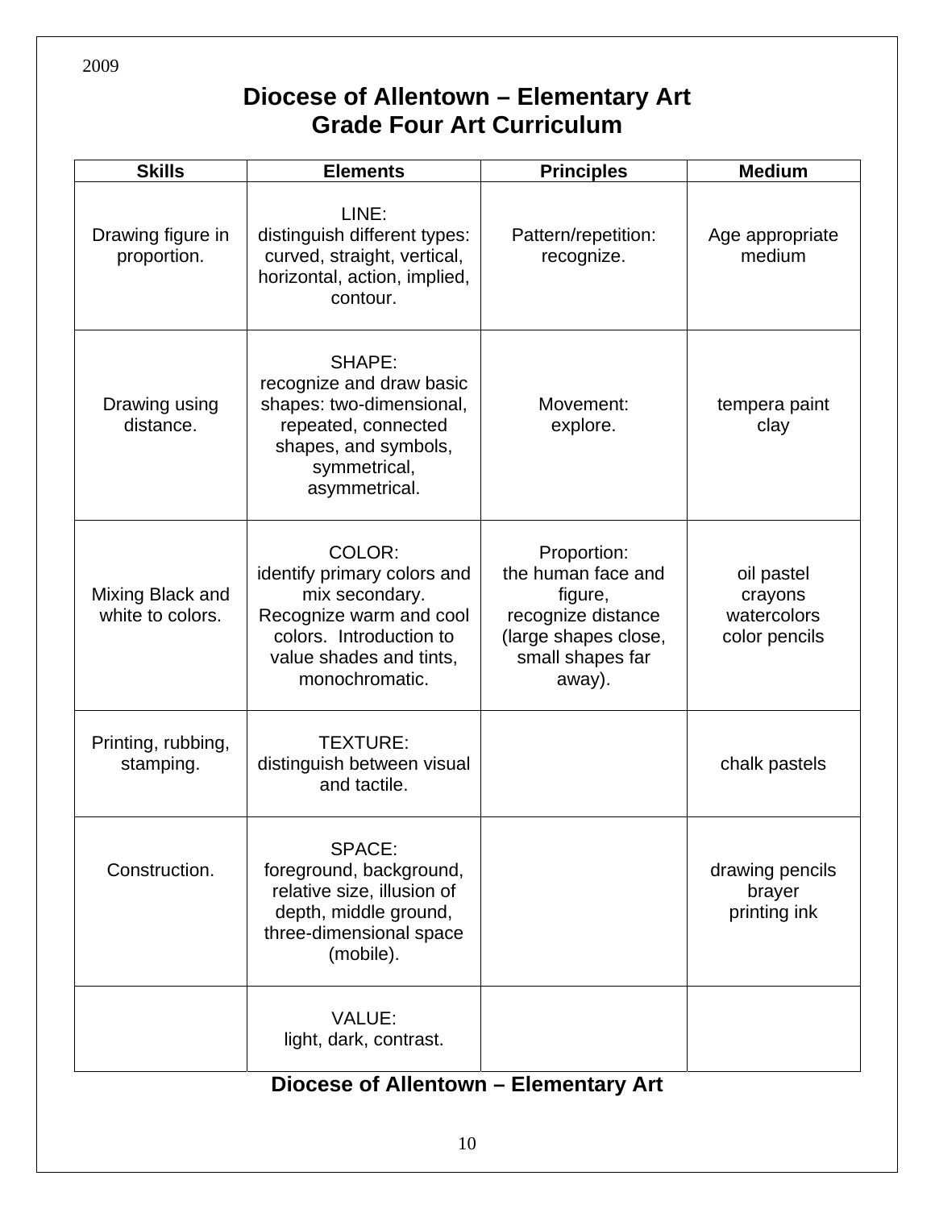2009

# Diocese of Allentown – Elementary Art
## Grade Four Art Curriculum

| Skills | Elements | Principles | Medium |
|---|---|---|---|
| Drawing figure in proportion. | LINE: distinguish different types: curved, straight, vertical, horizontal, action, implied, contour. | Pattern/repetition: recognize. | Age appropriate medium |
| Drawing using distance. | SHAPE: recognize and draw basic shapes: two-dimensional, repeated, connected shapes, and symbols, symmetrical, asymmetrical. | Movement: explore. | tempera paint clay |
| Mixing Black and white to colors. | COLOR: identify primary colors and mix secondary. Recognize warm and cool colors. Introduction to value shades and tints, monochromatic. | Proportion: the human face and figure, recognize distance (large shapes close, small shapes far away). | oil pastel crayons watercolors color pencils |
| Printing, rubbing, stamping. | TEXTURE: distinguish between visual and tactile. | | chalk pastels |
| Construction. | SPACE: foreground, background, relative size, illusion of depth, middle ground, three-dimensional space (mobile). | | drawing pencils brayer printing ink |
| | VALUE: light, dark, contrast. | | |

**Diocese of Allentown – Elementary Art**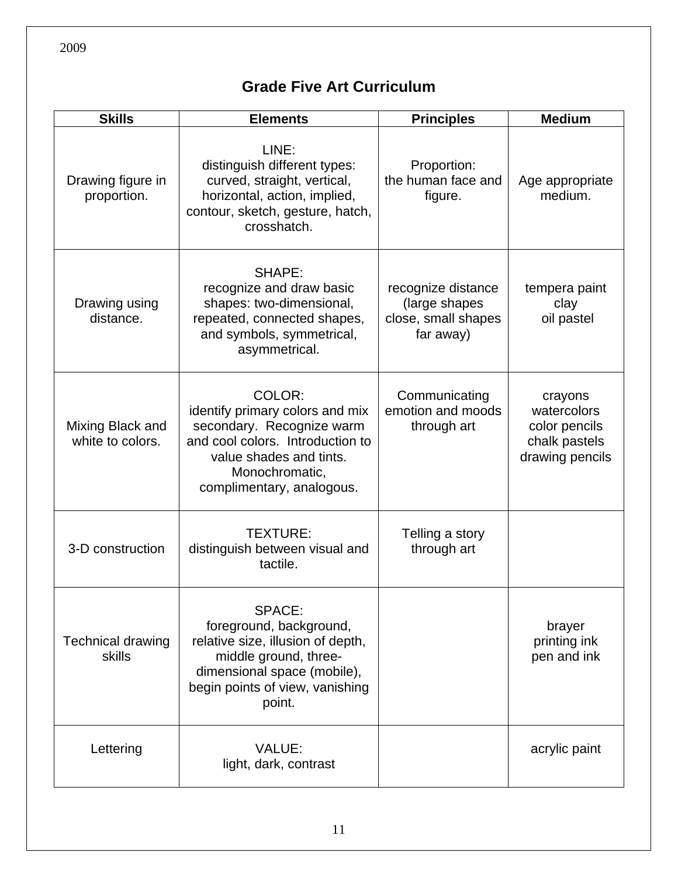2009

# Grade Five Art Curriculum

| Skills | Elements | Principles | Medium |
|---|---|---|---|
| Drawing figure in proportion. | LINE: distinguish different types: curved, straight, vertical, horizontal, action, implied, contour, sketch, gesture, hatch, crosshatch. | Proportion: the human face and figure. | Age appropriate medium. |
| Drawing using distance. | SHAPE: recognize and draw basic shapes: two-dimensional, repeated, connected shapes, and symbols, symmetrical, asymmetrical. | recognize distance (large shapes close, small shapes far away) | tempera paint clay oil pastel |
| Mixing Black and white to colors. | COLOR: identify primary colors and mix secondary. Recognize warm and cool colors. Introduction to value shades and tints. Monochromatic, complimentary, analogous. | Communicating emotion and moods through art | crayons watercolors color pencils chalk pastels drawing pencils |
| 3-D construction | TEXTURE: distinguish between visual and tactile. | Telling a story through art | |
| Technical drawing skills | SPACE: foreground, background, relative size, illusion of depth, middle ground, three-dimensional space (mobile), begin points of view, vanishing point. | | brayer printing ink pen and ink |
| Lettering | VALUE: light, dark, contrast | | acrylic paint |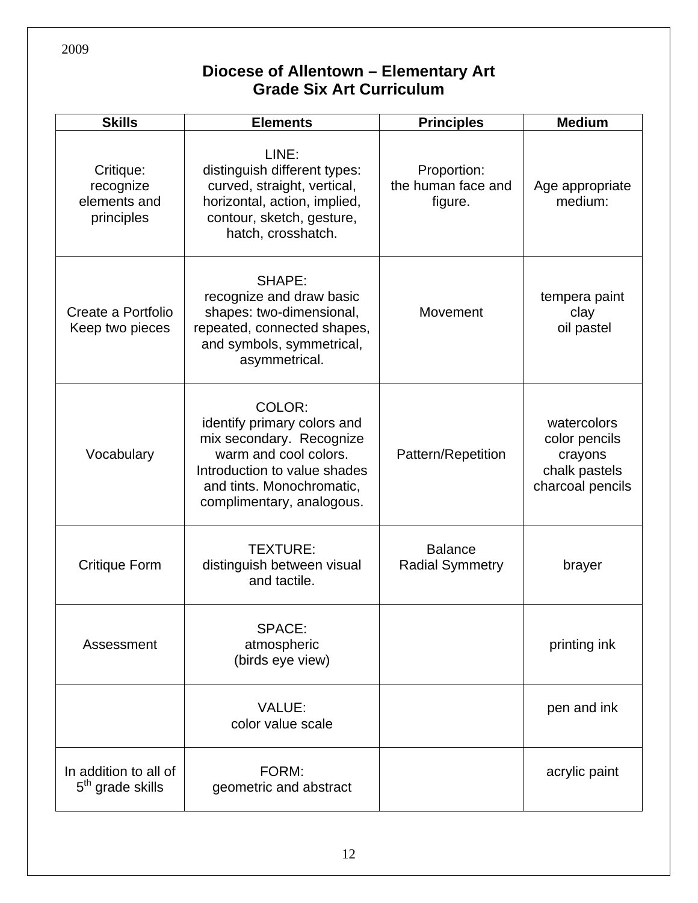2009

# Diocese of Allentown – Elementary Art
## Grade Six Art Curriculum

| Skills | Elements | Principles | Medium |
|---|---|---|---|
| Critique: recognize elements and principles | LINE: distinguish different types: curved, straight, vertical, horizontal, action, implied, contour, sketch, gesture, hatch, crosshatch. | Proportion: the human face and figure. | Age appropriate medium: |
| Create a Portfolio Keep two pieces | SHAPE: recognize and draw basic shapes: two-dimensional, repeated, connected shapes, and symbols, symmetrical, asymmetrical. | Movement | tempera paint clay oil pastel |
| Vocabulary | COLOR: identify primary colors and mix secondary. Recognize warm and cool colors. Introduction to value shades and tints. Monochromatic, complimentary, analogous. | Pattern/Repetition | watercolors color pencils crayons chalk pastels charcoal pencils |
| Critique Form | TEXTURE: distinguish between visual and tactile. | Balance Radial Symmetry | brayer |
| Assessment | SPACE: atmospheric (birds eye view) | | printing ink |
| | VALUE: color value scale | | pen and ink |
| In addition to all of 5th grade skills | FORM: geometric and abstract | | acrylic paint |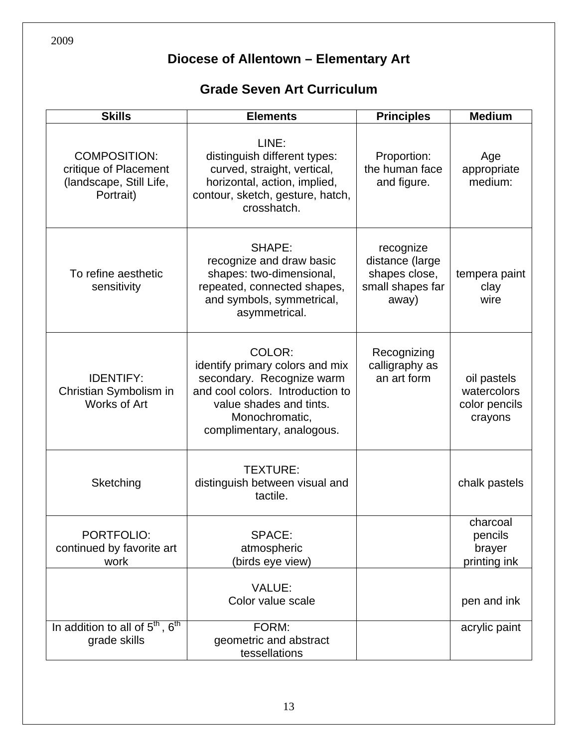2009

## Diocese of Allentown – Elementary Art

## Grade Seven Art Curriculum

| Skills | Elements | Principles | Medium |
|---|---|---|---|
| COMPOSITION: critique of Placement (landscape, Still Life, Portrait) | LINE: distinguish different types: curved, straight, vertical, horizontal, action, implied, contour, sketch, gesture, hatch, crosshatch. | Proportion: the human face and figure. | Age appropriate medium: |
| To refine aesthetic sensitivity | SHAPE: recognize and draw basic shapes: two-dimensional, repeated, connected shapes, and symbols, symmetrical, asymmetrical. | recognize distance (large shapes close, small shapes far away) | tempera paint clay wire |
| IDENTIFY: Christian Symbolism in Works of Art | COLOR: identify primary colors and mix secondary. Recognize warm and cool colors. Introduction to value shades and tints. Monochromatic, complimentary, analogous. | Recognizing calligraphy as an art form | oil pastels watercolors color pencils crayons |
| Sketching | TEXTURE: distinguish between visual and tactile. | | chalk pastels |
| PORTFOLIO: continued by favorite art work | SPACE: atmospheric (birds eye view) | | charcoal pencils brayer printing ink |
| | VALUE: Color value scale | | pen and ink |
| In addition to all of 5th, 6th grade skills | FORM: geometric and abstract tessellations | | acrylic paint |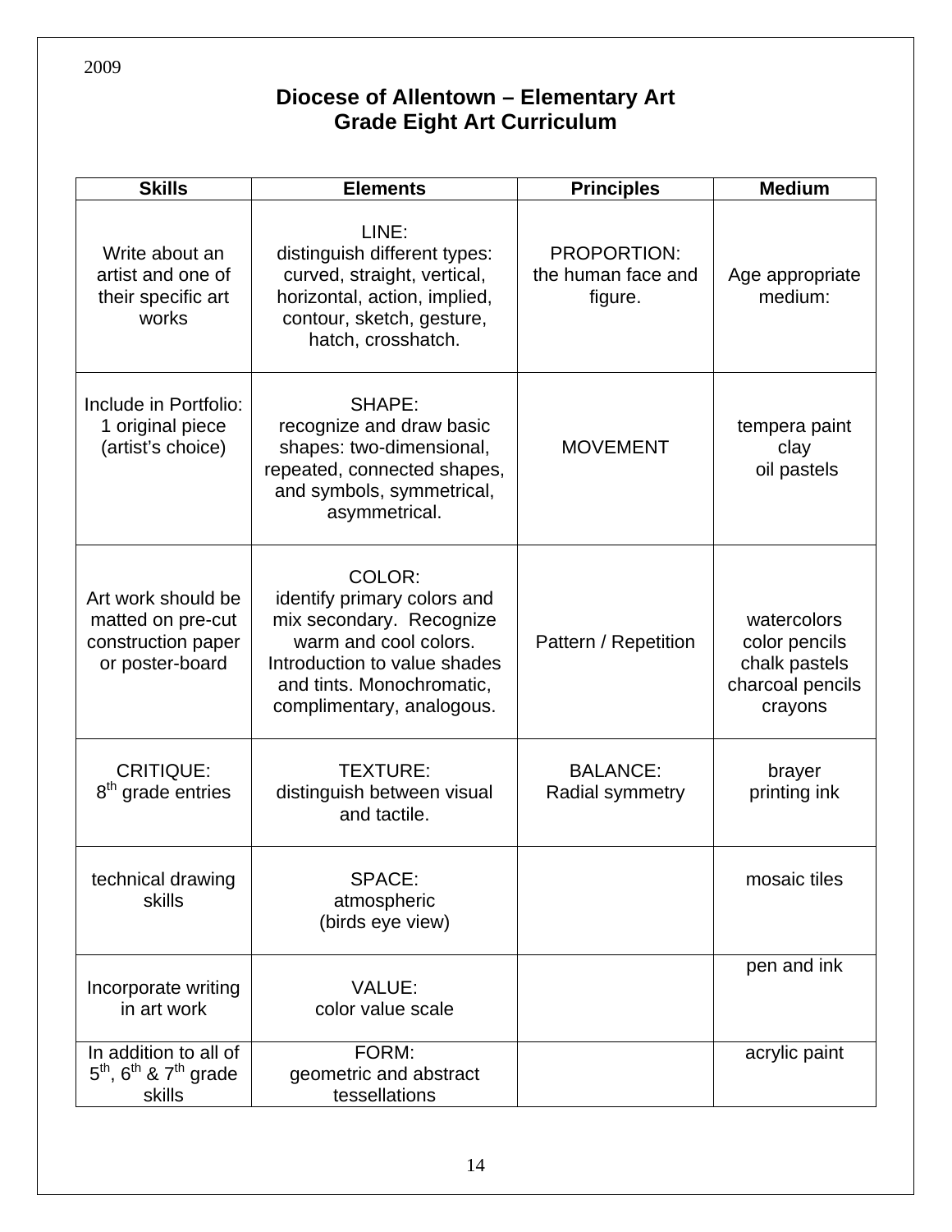2009

# Diocese of Allentown – Elementary Art
## Grade Eight Art Curriculum

| Skills | Elements | Principles | Medium |
|---|---|---|---|
| Write about an artist and one of their specific art works | LINE: distinguish different types: curved, straight, vertical, horizontal, action, implied, contour, sketch, gesture, hatch, crosshatch. | PROPORTION: the human face and figure. | Age appropriate medium: |
| Include in Portfolio: 1 original piece (artist's choice) | SHAPE: recognize and draw basic shapes: two-dimensional, repeated, connected shapes, and symbols, symmetrical, asymmetrical. | MOVEMENT | tempera paint<br>clay<br>oil pastels |
| Art work should be matted on pre-cut construction paper or poster-board | COLOR: identify primary colors and mix secondary. Recognize warm and cool colors. Introduction to value shades and tints. Monochromatic, complimentary, analogous. | Pattern / Repetition | watercolors<br>color pencils<br>chalk pastels<br>charcoal pencils<br>crayons |
| CRITIQUE: 8th grade entries | TEXTURE: distinguish between visual and tactile. | BALANCE: Radial symmetry | brayer<br>printing ink |
| technical drawing skills | SPACE: atmospheric (birds eye view) | | mosaic tiles |
| Incorporate writing in art work | VALUE: color value scale | | pen and ink |
| In addition to all of 5th, 6th & 7th grade skills | FORM: geometric and abstract tessellations | | acrylic paint |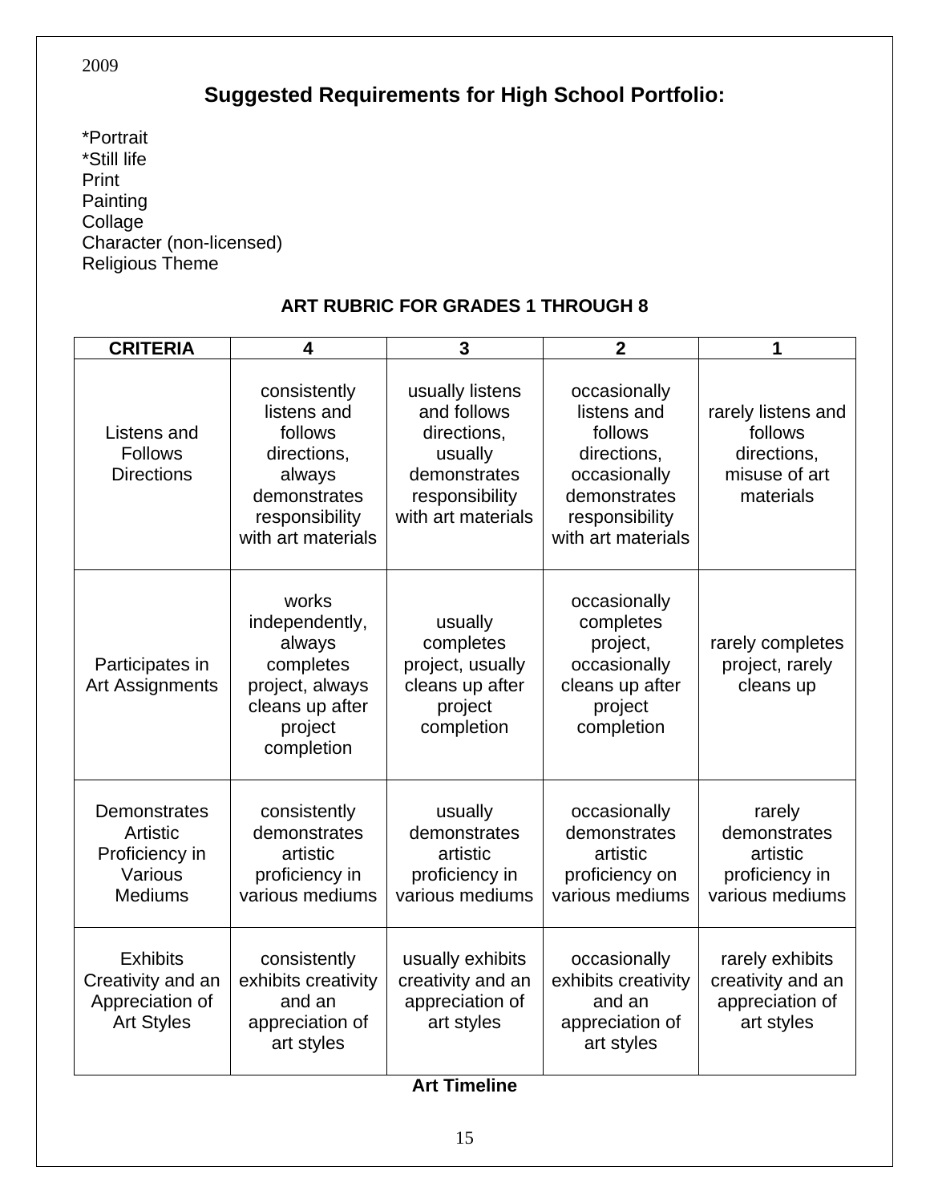2009

## Suggested Requirements for High School Portfolio:

*Portrait
*Still life
Print
Painting
Collage
Character (non-licensed)
Religious Theme

### ART RUBRIC FOR GRADES 1 THROUGH 8

| CRITERIA | 4 | 3 | 2 | 1 |
|---|---|---|---|---|
| Listens and Follows Directions | consistently listens and follows directions, always demonstrates responsibility with art materials | usually listens and follows directions, usually demonstrates responsibility with art materials | occasionally listens and follows directions, occasionally demonstrates responsibility with art materials | rarely listens and follows directions, misuse of art materials |
| Participates in Art Assignments | works independently, always completes project, always cleans up after project completion | usually completes project, usually cleans up after project completion | occasionally completes project, occasionally cleans up after project completion | rarely completes project, rarely cleans up |
| Demonstrates Artistic Proficiency in Various Mediums | consistently demonstrates artistic proficiency in various mediums | usually demonstrates artistic proficiency in various mediums | occasionally demonstrates artistic proficiency on various mediums | rarely demonstrates artistic proficiency in various mediums |
| Exhibits Creativity and an Appreciation of Art Styles | consistently exhibits creativity and an appreciation of art styles | usually exhibits creativity and an appreciation of art styles | occasionally exhibits creativity and an appreciation of art styles | rarely exhibits creativity and an appreciation of art styles |

**Art Timeline**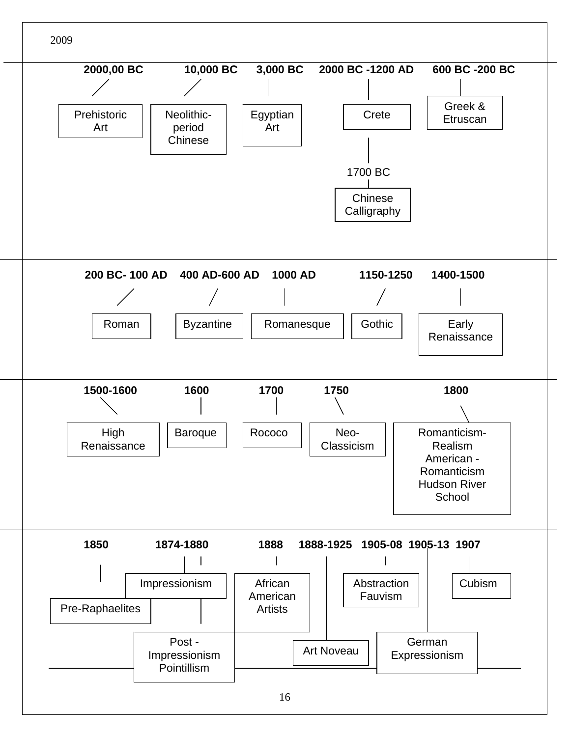2009

| Date | Period |
|---|---|
| 2000,00 BC | Prehistoric Art |
| 10,000 BC | Neolithic-period Chinese |
| 3,000 BC | Egyptian Art |
| 2000 BC -1200 AD | Crete |
| 1700 BC | Chinese Calligraphy |
| 600 BC -200 BC | Greek & Etruscan |

| Date | Period |
|---|---|
| 200 BC- 100 AD | Roman |
| 400 AD-600 AD | Byzantine |
| 1000 AD | Romanesque |
| 1150-1250 | Gothic |
| 1400-1500 | Early Renaissance |

| Date | Period |
|---|---|
| 1500-1600 | High Renaissance |
| 1600 | Baroque |
| 1700 | Rococo |
| 1750 | Neo-Classicism |
| 1800 | Romanticism- Realism American - Romanticism Hudson River School |

| Date | Period |
|---|---|
| 1850 | Pre-Raphaelites |
| 1874-1880 | Impressionism |
| 1874-1880 | Post - Impressionism Pointillism |
| 1888 | African American Artists |
| 1888-1925 | Art Noveau |
| 1905-08 | Abstraction Fauvism |
| 1905-13 | German Expressionism |
| 1907 | Cubism |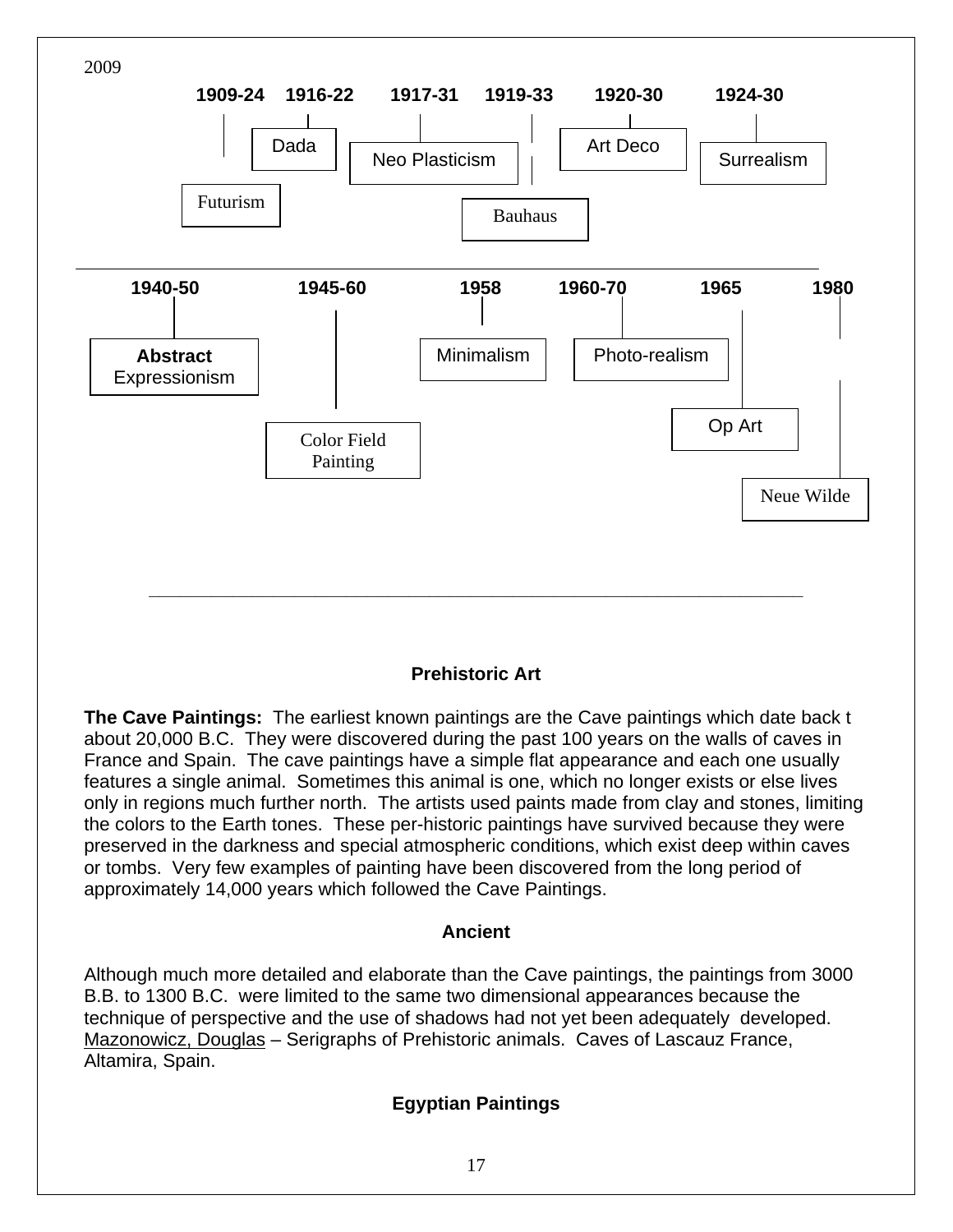2009

| 1909-24 | 1916-22 | 1917-31 | 1919-33 | 1920-30 | 1924-30 |
| --- | --- | --- | --- | --- | --- |
| Futurism | Dada | Neo Plasticism | Bauhaus | Art Deco | Surrealism |

| 1940-50 | 1945-60 | 1958 | 1960-70 | 1965 | 1980 |
| --- | --- | --- | --- | --- | --- |
| **Abstract** Expressionism | Color Field Painting | Minimalism | Photo-realism | Op Art | Neue Wilde |

---

## Prehistoric Art

**The Cave Paintings:** The earliest known paintings are the Cave paintings which date back t about 20,000 B.C. They were discovered during the past 100 years on the walls of caves in France and Spain. The cave paintings have a simple flat appearance and each one usually features a single animal. Sometimes this animal is one, which no longer exists or else lives only in regions much further north. The artists used paints made from clay and stones, limiting the colors to the Earth tones. These per-historic paintings have survived because they were preserved in the darkness and special atmospheric conditions, which exist deep within caves or tombs. Very few examples of painting have been discovered from the long period of approximately 14,000 years which followed the Cave Paintings.

## Ancient

Although much more detailed and elaborate than the Cave paintings, the paintings from 3000 B.B. to 1300 B.C. were limited to the same two dimensional appearances because the technique of perspective and the use of shadows had not yet been adequately developed. Mazonowicz, Douglas – Serigraphs of Prehistoric animals. Caves of Lascauz France, Altamira, Spain.

## Egyptian Paintings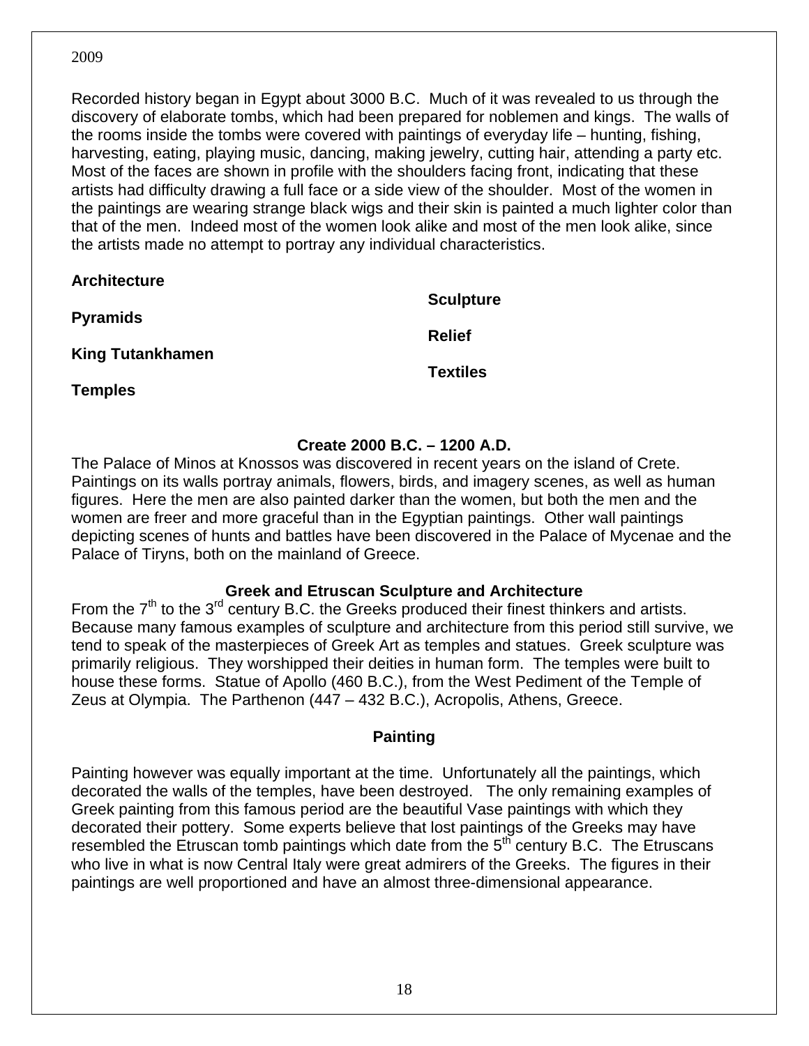2009

Recorded history began in Egypt about 3000 B.C. Much of it was revealed to us through the discovery of elaborate tombs, which had been prepared for noblemen and kings. The walls of the rooms inside the tombs were covered with paintings of everyday life – hunting, fishing, harvesting, eating, playing music, dancing, making jewelry, cutting hair, attending a party etc. Most of the faces are shown in profile with the shoulders facing front, indicating that these artists had difficulty drawing a full face or a side view of the shoulder. Most of the women in the paintings are wearing strange black wigs and their skin is painted a much lighter color than that of the men. Indeed most of the women look alike and most of the men look alike, since the artists made no attempt to portray any individual characteristics.

**Architecture**

**Pyramids**

**King Tutankhamen**

**Temples**

**Sculpture**

**Relief**

**Textiles**

### Create 2000 B.C. – 1200 A.D.

The Palace of Minos at Knossos was discovered in recent years on the island of Crete. Paintings on its walls portray animals, flowers, birds, and imagery scenes, as well as human figures. Here the men are also painted darker than the women, but both the men and the women are freer and more graceful than in the Egyptian paintings. Other wall paintings depicting scenes of hunts and battles have been discovered in the Palace of Mycenae and the Palace of Tiryns, both on the mainland of Greece.

### Greek and Etruscan Sculpture and Architecture

From the 7th to the 3rd century B.C. the Greeks produced their finest thinkers and artists. Because many famous examples of sculpture and architecture from this period still survive, we tend to speak of the masterpieces of Greek Art as temples and statues. Greek sculpture was primarily religious. They worshipped their deities in human form. The temples were built to house these forms. Statue of Apollo (460 B.C.), from the West Pediment of the Temple of Zeus at Olympia. The Parthenon (447 – 432 B.C.), Acropolis, Athens, Greece.

### Painting

Painting however was equally important at the time. Unfortunately all the paintings, which decorated the walls of the temples, have been destroyed. The only remaining examples of Greek painting from this famous period are the beautiful Vase paintings with which they decorated their pottery. Some experts believe that lost paintings of the Greeks may have resembled the Etruscan tomb paintings which date from the 5th century B.C. The Etruscans who live in what is now Central Italy were great admirers of the Greeks. The figures in their paintings are well proportioned and have an almost three-dimensional appearance.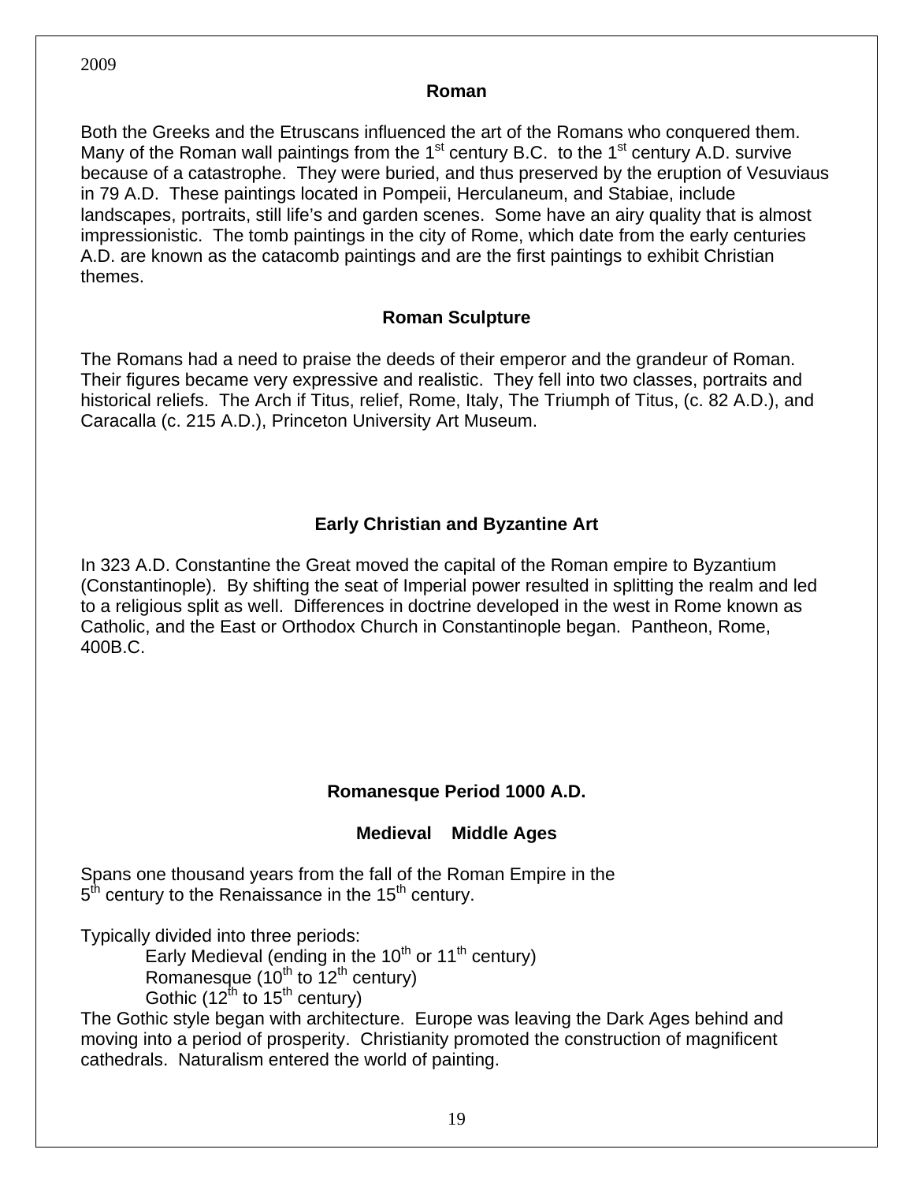2009

## Roman

Both the Greeks and the Etruscans influenced the art of the Romans who conquered them. Many of the Roman wall paintings from the 1st century B.C. to the 1st century A.D. survive because of a catastrophe. They were buried, and thus preserved by the eruption of Vesuviaus in 79 A.D. These paintings located in Pompeii, Herculaneum, and Stabiae, include landscapes, portraits, still life's and garden scenes. Some have an airy quality that is almost impressionistic. The tomb paintings in the city of Rome, which date from the early centuries A.D. are known as the catacomb paintings and are the first paintings to exhibit Christian themes.

## Roman Sculpture

The Romans had a need to praise the deeds of their emperor and the grandeur of Roman. Their figures became very expressive and realistic. They fell into two classes, portraits and historical reliefs. The Arch if Titus, relief, Rome, Italy, The Triumph of Titus, (c. 82 A.D.), and Caracalla (c. 215 A.D.), Princeton University Art Museum.

## Early Christian and Byzantine Art

In 323 A.D. Constantine the Great moved the capital of the Roman empire to Byzantium (Constantinople). By shifting the seat of Imperial power resulted in splitting the realm and led to a religious split as well. Differences in doctrine developed in the west in Rome known as Catholic, and the East or Orthodox Church in Constantinople began. Pantheon, Rome, 400B.C.

## Romanesque Period 1000 A.D.

### Medieval Middle Ages

Spans one thousand years from the fall of the Roman Empire in the 5th century to the Renaissance in the 15th century.

Typically divided into three periods:

- Early Medieval (ending in the 10th or 11th century)
- Romanesque (10th to 12th century)
- Gothic (12th to 15th century)

The Gothic style began with architecture. Europe was leaving the Dark Ages behind and moving into a period of prosperity. Christianity promoted the construction of magnificent cathedrals. Naturalism entered the world of painting.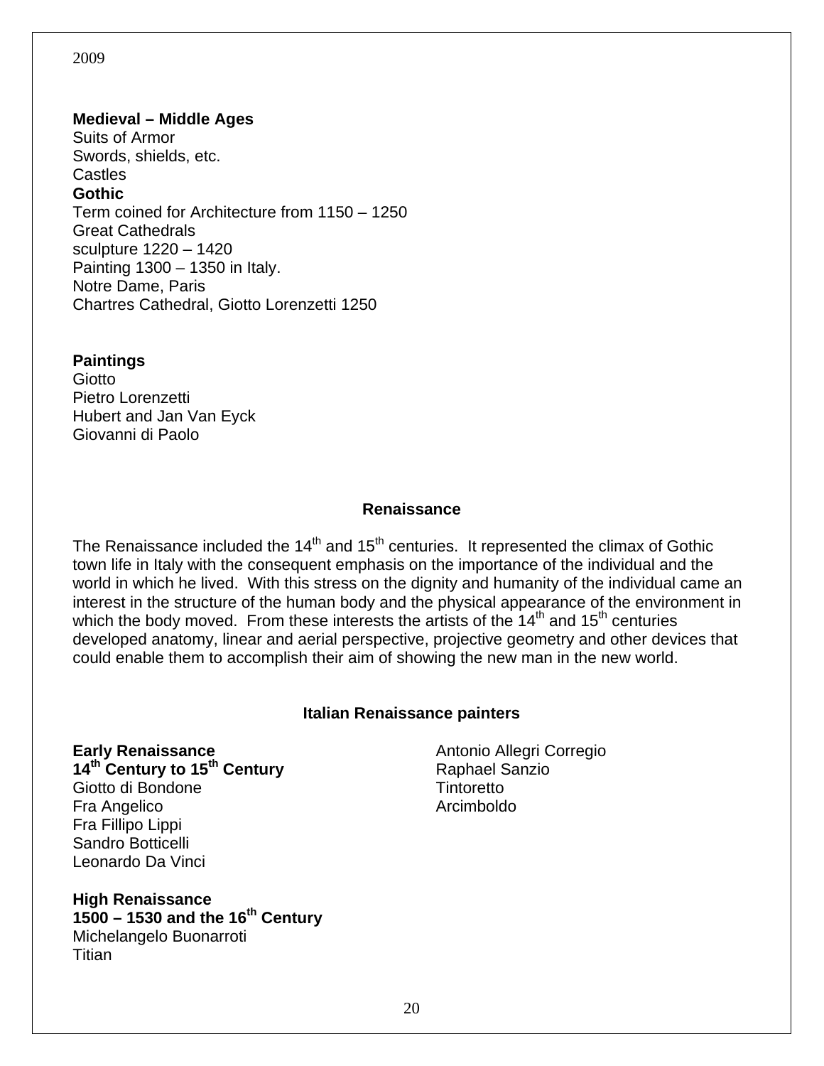2009

**Medieval – Middle Ages**
Suits of Armor
Swords, shields, etc.
Castles
**Gothic**
Term coined for Architecture from 1150 – 1250
Great Cathedrals
sculpture 1220 – 1420
Painting 1300 – 1350 in Italy.
Notre Dame, Paris
Chartres Cathedral, Giotto Lorenzetti 1250

**Paintings**
Giotto
Pietro Lorenzetti
Hubert and Jan Van Eyck
Giovanni di Paolo

## Renaissance

The Renaissance included the 14th and 15th centuries. It represented the climax of Gothic town life in Italy with the consequent emphasis on the importance of the individual and the world in which he lived. With this stress on the dignity and humanity of the individual came an interest in the structure of the human body and the physical appearance of the environment in which the body moved. From these interests the artists of the 14th and 15th centuries developed anatomy, linear and aerial perspective, projective geometry and other devices that could enable them to accomplish their aim of showing the new man in the new world.

### Italian Renaissance painters

**Early Renaissance**
**14th Century to 15th Century**
Giotto di Bondone
Fra Angelico
Fra Fillipo Lippi
Sandro Botticelli
Leonardo Da Vinci

**High Renaissance**
**1500 – 1530 and the 16th Century**
Michelangelo Buonarroti
Titian
Antonio Allegri Corregio
Raphael Sanzio
Tintoretto
Arcimboldo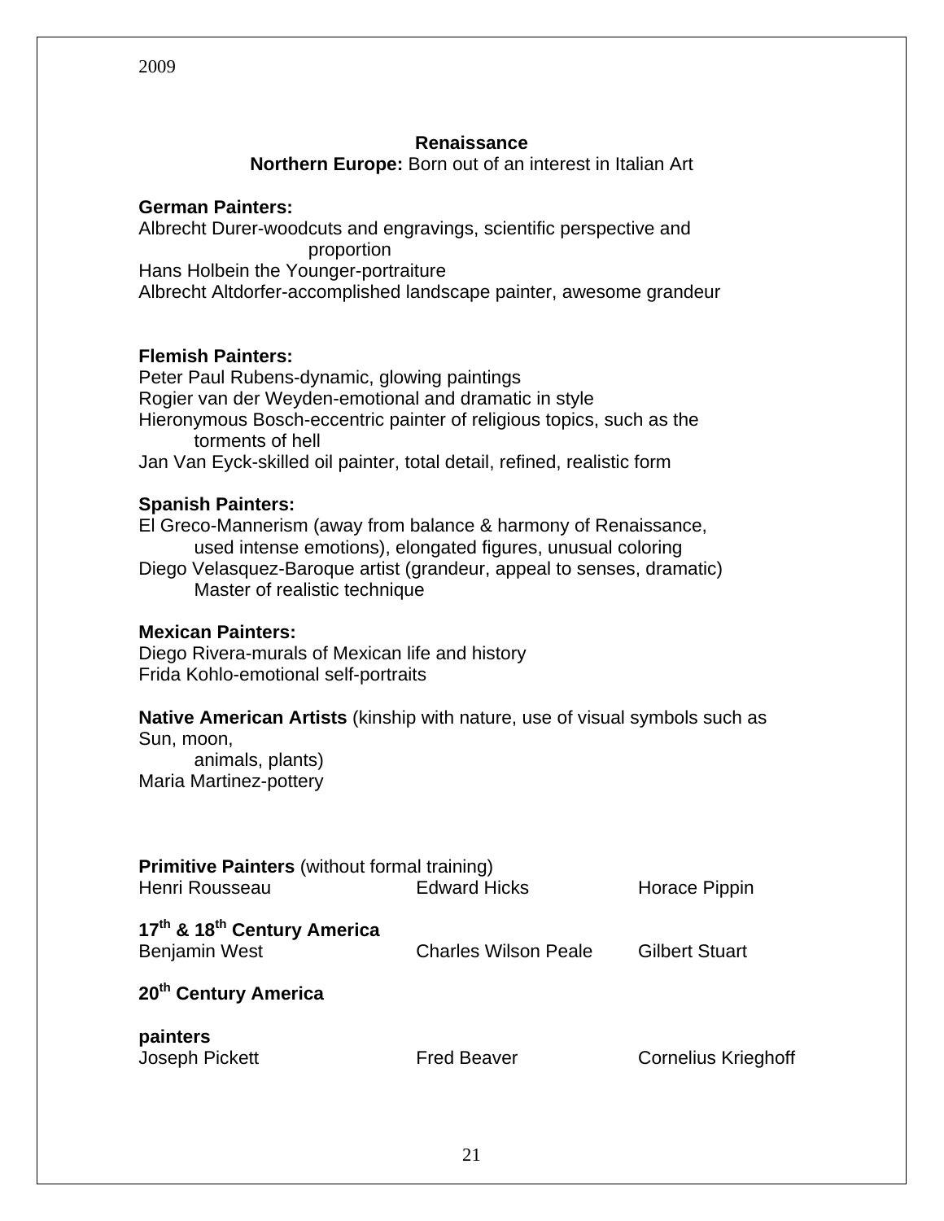2009

**Renaissance**

**Northern Europe:** Born out of an interest in Italian Art

**German Painters:**

Albrecht Durer-woodcuts and engravings, scientific perspective and proportion
Hans Holbein the Younger-portraiture
Albrecht Altdorfer-accomplished landscape painter, awesome grandeur

**Flemish Painters:**

Peter Paul Rubens-dynamic, glowing paintings
Rogier van der Weyden-emotional and dramatic in style
Hieronymous Bosch-eccentric painter of religious topics, such as the torments of hell
Jan Van Eyck-skilled oil painter, total detail, refined, realistic form

**Spanish Painters:**

El Greco-Mannerism (away from balance & harmony of Renaissance, used intense emotions), elongated figures, unusual coloring
Diego Velasquez-Baroque artist (grandeur, appeal to senses, dramatic) Master of realistic technique

**Mexican Painters:**

Diego Rivera-murals of Mexican life and history
Frida Kohlo-emotional self-portraits

**Native American Artists** (kinship with nature, use of visual symbols such as Sun, moon, animals, plants)
Maria Martinez-pottery

**Primitive Painters** (without formal training)

| | | |
|---|---|---|
| Henri Rousseau | Edward Hicks | Horace Pippin |

**17th & 18th Century America**

| | | |
|---|---|---|
| Benjamin West | Charles Wilson Peale | Gilbert Stuart |

**20th Century America**

**painters**

| | | |
|---|---|---|
| Joseph Pickett | Fred Beaver | Cornelius Krieghoff |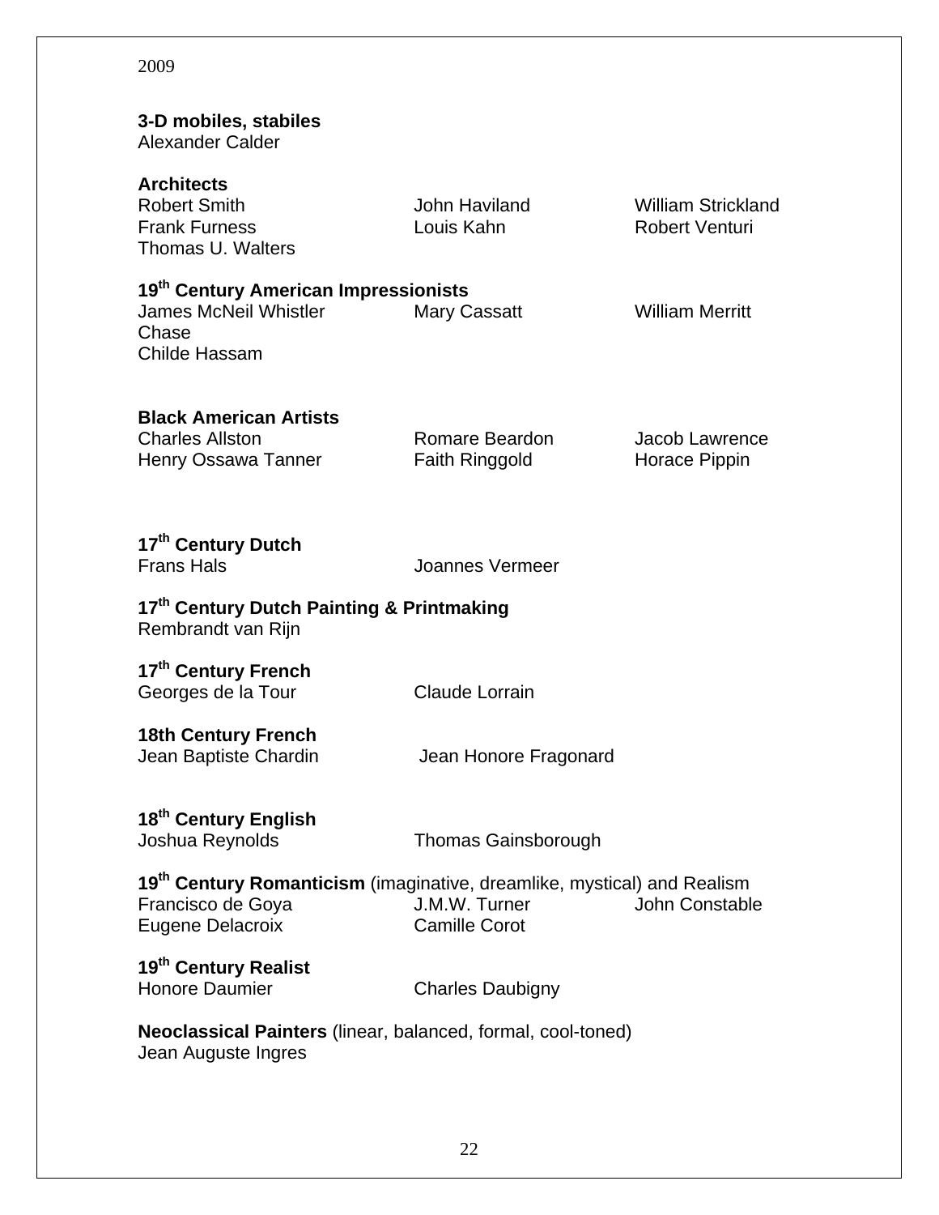2009

**3-D mobiles, stabiles**
Alexander Calder

**Architects**
Robert Smith
John Haviland
William Strickland
Frank Furness
Louis Kahn
Robert Venturi
Thomas U. Walters

**19th Century American Impressionists**
James McNeil Whistler
Mary Cassatt
William Merritt Chase
Childe Hassam

**Black American Artists**
Charles Allston
Romare Beardon
Jacob Lawrence
Henry Ossawa Tanner
Faith Ringgold
Horace Pippin

**17th Century Dutch**
Frans Hals
Joannes Vermeer

**17th Century Dutch Painting & Printmaking**
Rembrandt van Rijn

**17th Century French**
Georges de la Tour
Claude Lorrain

**18th Century French**
Jean Baptiste Chardin
Jean Honore Fragonard

**18th Century English**
Joshua Reynolds
Thomas Gainsborough

**19th Century Romanticism** (imaginative, dreamlike, mystical) and Realism
Francisco de Goya
J.M.W. Turner
John Constable
Eugene Delacroix
Camille Corot

**19th Century Realist**
Honore Daumier
Charles Daubigny

**Neoclassical Painters** (linear, balanced, formal, cool-toned)
Jean Auguste Ingres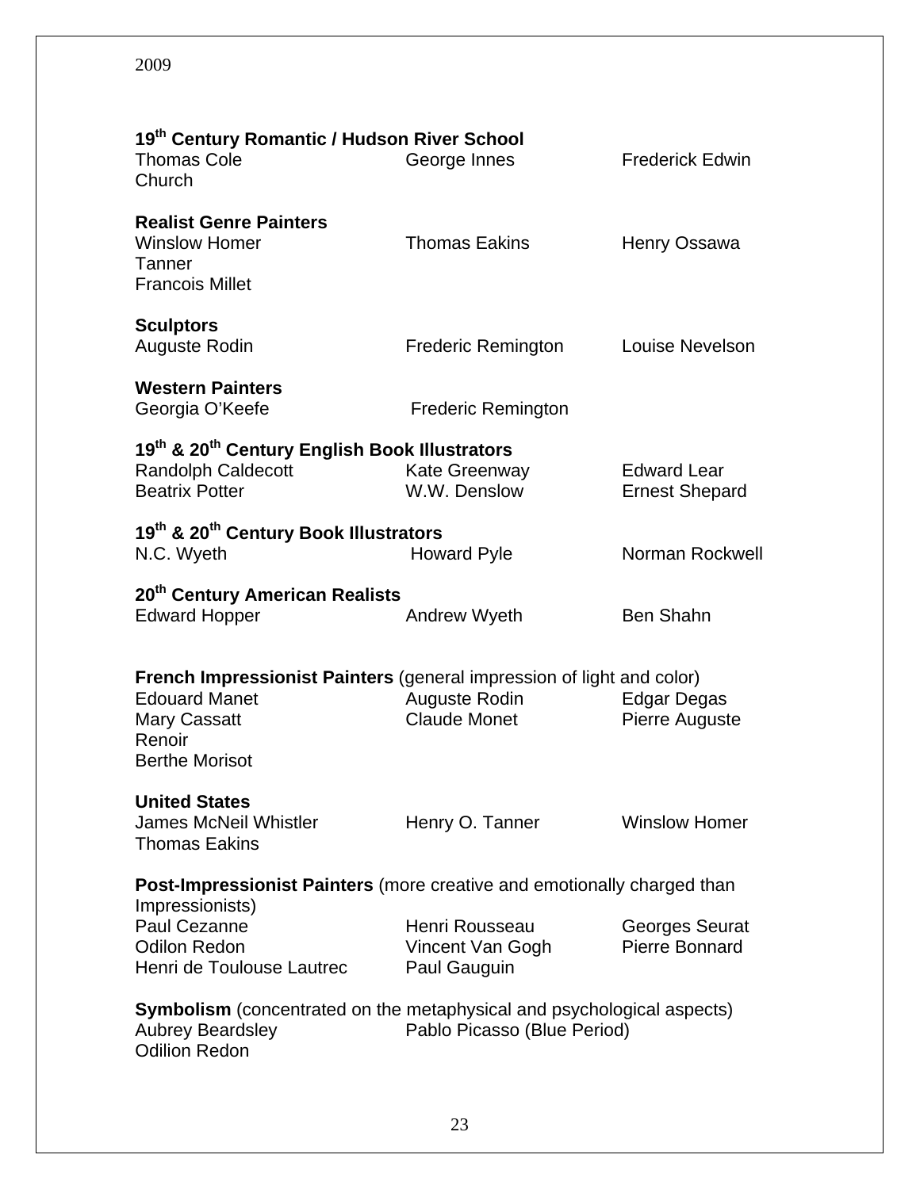2009

**19th Century Romantic / Hudson River School**
Thomas Cole    George Innes    Frederick Edwin Church

**Realist Genre Painters**
Winslow Homer    Thomas Eakins    Henry Ossawa Tanner
Francois Millet

**Sculptors**
Auguste Rodin    Frederic Remington    Louise Nevelson

**Western Painters**
Georgia O'Keefe    Frederic Remington

**19th & 20th Century English Book Illustrators**
Randolph Caldecott    Kate Greenway    Edward Lear
Beatrix Potter    W.W. Denslow    Ernest Shepard

**19th & 20th Century Book Illustrators**
N.C. Wyeth    Howard Pyle    Norman Rockwell

**20th Century American Realists**
Edward Hopper    Andrew Wyeth    Ben Shahn

**French Impressionist Painters** (general impression of light and color)
Edouard Manet    Auguste Rodin    Edgar Degas
Mary Cassatt    Claude Monet    Pierre Auguste Renoir
Berthe Morisot

**United States**
James McNeil Whistler    Henry O. Tanner    Winslow Homer
Thomas Eakins

**Post-Impressionist Painters** (more creative and emotionally charged than Impressionists)
Paul Cezanne    Henri Rousseau    Georges Seurat
Odilon Redon    Vincent Van Gogh    Pierre Bonnard
Henri de Toulouse Lautrec    Paul Gauguin

**Symbolism** (concentrated on the metaphysical and psychological aspects)
Aubrey Beardsley    Pablo Picasso (Blue Period)
Odilion Redon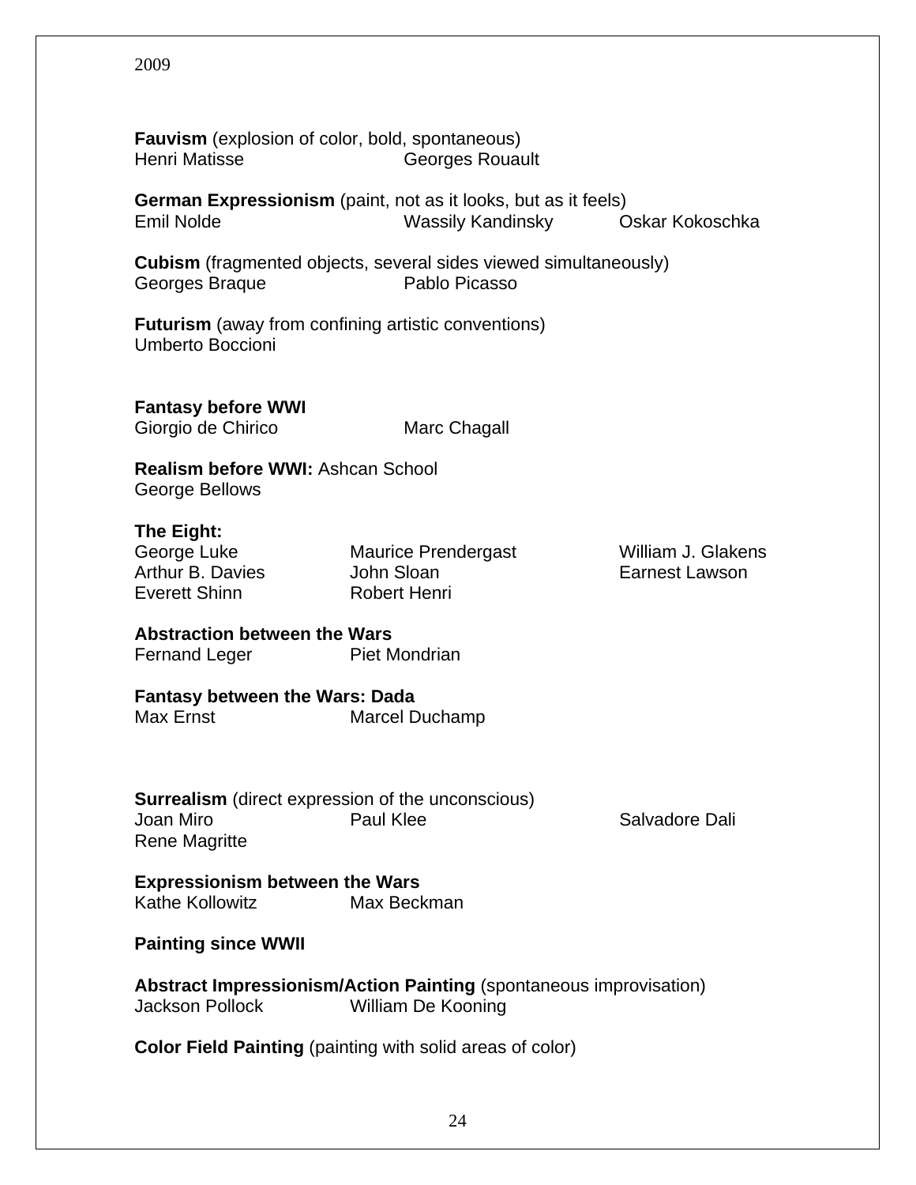**Fauvism** (explosion of color, bold, spontaneous)
Henri Matisse    Georges Rouault

**German Expressionism** (paint, not as it looks, but as it feels)
Emil Nolde    Wassily Kandinsky    Oskar Kokoschka

**Cubism** (fragmented objects, several sides viewed simultaneously)
Georges Braque    Pablo Picasso

**Futurism** (away from confining artistic conventions)
Umberto Boccioni

**Fantasy before WWI**
Giorgio de Chirico    Marc Chagall

**Realism before WWI:** Ashcan School
George Bellows

**The Eight:**

| | | |
|---|---|---|
| George Luke | Maurice Prendergast | William J. Glakens |
| Arthur B. Davies | John Sloan | Earnest Lawson |
| Everett Shinn | Robert Henri | |

**Abstraction between the Wars**
Fernand Leger    Piet Mondrian

**Fantasy between the Wars: Dada**
Max Ernst    Marcel Duchamp

**Surrealism** (direct expression of the unconscious)
Joan Miro    Paul Klee    Salvadore Dali
Rene Magritte

**Expressionism between the Wars**
Kathe Kollowitz    Max Beckman

**Painting since WWII**

**Abstract Impressionism/Action Painting** (spontaneous improvisation)
Jackson Pollock    William De Kooning

**Color Field Painting** (painting with solid areas of color)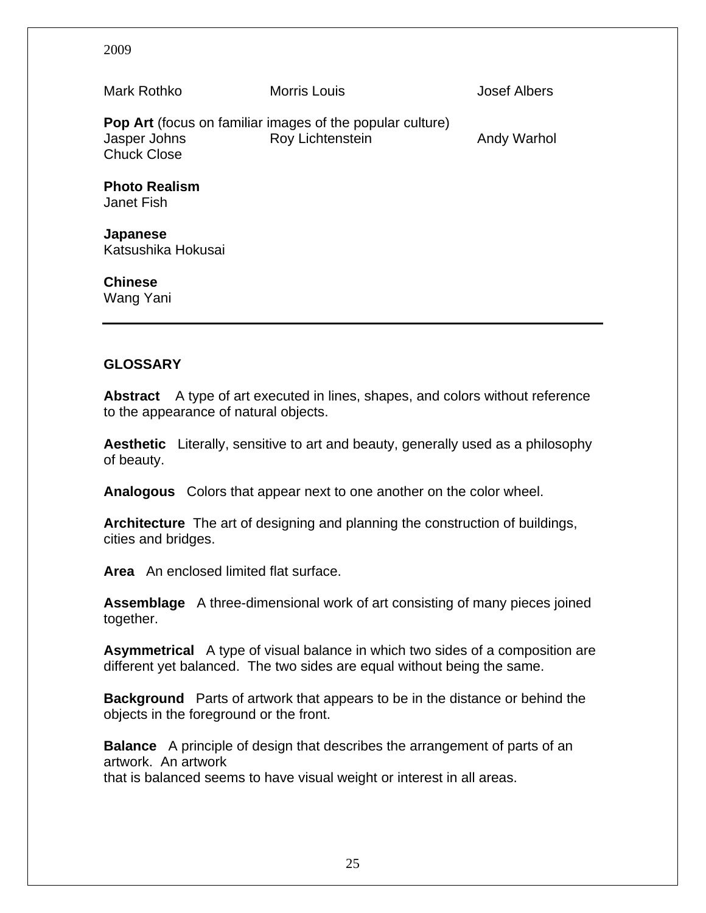Mark Rothko Morris Louis Josef Albers

**Pop Art** (focus on familiar images of the popular culture)
Jasper Johns Roy Lichtenstein Andy Warhol
Chuck Close

**Photo Realism**
Janet Fish

**Japanese**
Katsushika Hokusai

**Chinese**
Wang Yani

---

**GLOSSARY**

**Abstract** A type of art executed in lines, shapes, and colors without reference to the appearance of natural objects.

**Aesthetic** Literally, sensitive to art and beauty, generally used as a philosophy of beauty.

**Analogous** Colors that appear next to one another on the color wheel.

**Architecture** The art of designing and planning the construction of buildings, cities and bridges.

**Area** An enclosed limited flat surface.

**Assemblage** A three-dimensional work of art consisting of many pieces joined together.

**Asymmetrical** A type of visual balance in which two sides of a composition are different yet balanced. The two sides are equal without being the same.

**Background** Parts of artwork that appears to be in the distance or behind the objects in the foreground or the front.

**Balance** A principle of design that describes the arrangement of parts of an artwork. An artwork
that is balanced seems to have visual weight or interest in all areas.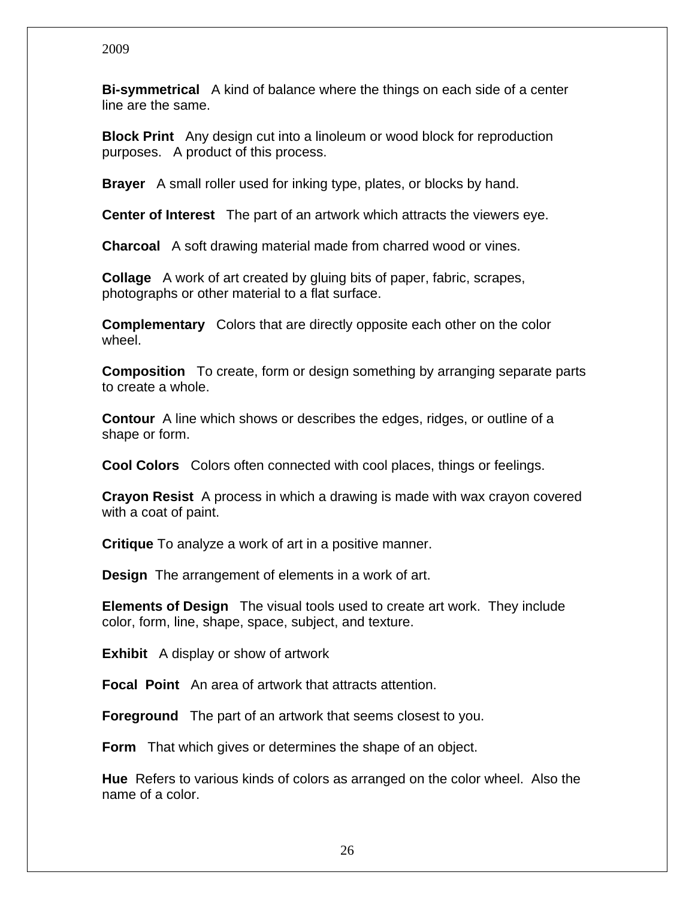**Bi-symmetrical** A kind of balance where the things on each side of a center line are the same.

**Block Print** Any design cut into a linoleum or wood block for reproduction purposes. A product of this process.

**Brayer** A small roller used for inking type, plates, or blocks by hand.

**Center of Interest** The part of an artwork which attracts the viewers eye.

**Charcoal** A soft drawing material made from charred wood or vines.

**Collage** A work of art created by gluing bits of paper, fabric, scrapes, photographs or other material to a flat surface.

**Complementary** Colors that are directly opposite each other on the color wheel.

**Composition** To create, form or design something by arranging separate parts to create a whole.

**Contour** A line which shows or describes the edges, ridges, or outline of a shape or form.

**Cool Colors** Colors often connected with cool places, things or feelings.

**Crayon Resist** A process in which a drawing is made with wax crayon covered with a coat of paint.

**Critique** To analyze a work of art in a positive manner.

**Design** The arrangement of elements in a work of art.

**Elements of Design** The visual tools used to create art work. They include color, form, line, shape, space, subject, and texture.

**Exhibit** A display or show of artwork

**Focal Point** An area of artwork that attracts attention.

**Foreground** The part of an artwork that seems closest to you.

**Form** That which gives or determines the shape of an object.

**Hue** Refers to various kinds of colors as arranged on the color wheel. Also the name of a color.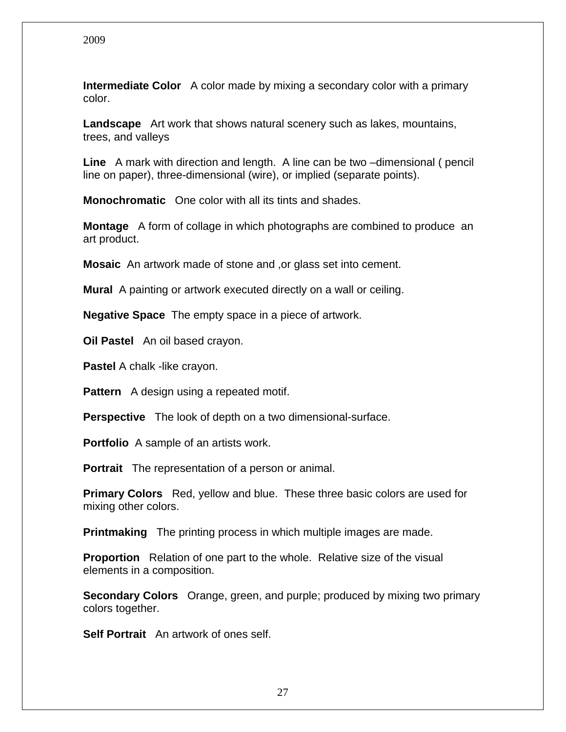**Intermediate Color** A color made by mixing a secondary color with a primary color.

**Landscape** Art work that shows natural scenery such as lakes, mountains, trees, and valleys

**Line** A mark with direction and length. A line can be two –dimensional ( pencil line on paper), three-dimensional (wire), or implied (separate points).

**Monochromatic** One color with all its tints and shades.

**Montage** A form of collage in which photographs are combined to produce an art product.

**Mosaic** An artwork made of stone and ,or glass set into cement.

**Mural** A painting or artwork executed directly on a wall or ceiling.

**Negative Space** The empty space in a piece of artwork.

**Oil Pastel** An oil based crayon.

**Pastel** A chalk -like crayon.

**Pattern** A design using a repeated motif.

**Perspective** The look of depth on a two dimensional-surface.

**Portfolio** A sample of an artists work.

**Portrait** The representation of a person or animal.

**Primary Colors** Red, yellow and blue. These three basic colors are used for mixing other colors.

**Printmaking** The printing process in which multiple images are made.

**Proportion** Relation of one part to the whole. Relative size of the visual elements in a composition.

**Secondary Colors** Orange, green, and purple; produced by mixing two primary colors together.

**Self Portrait** An artwork of ones self.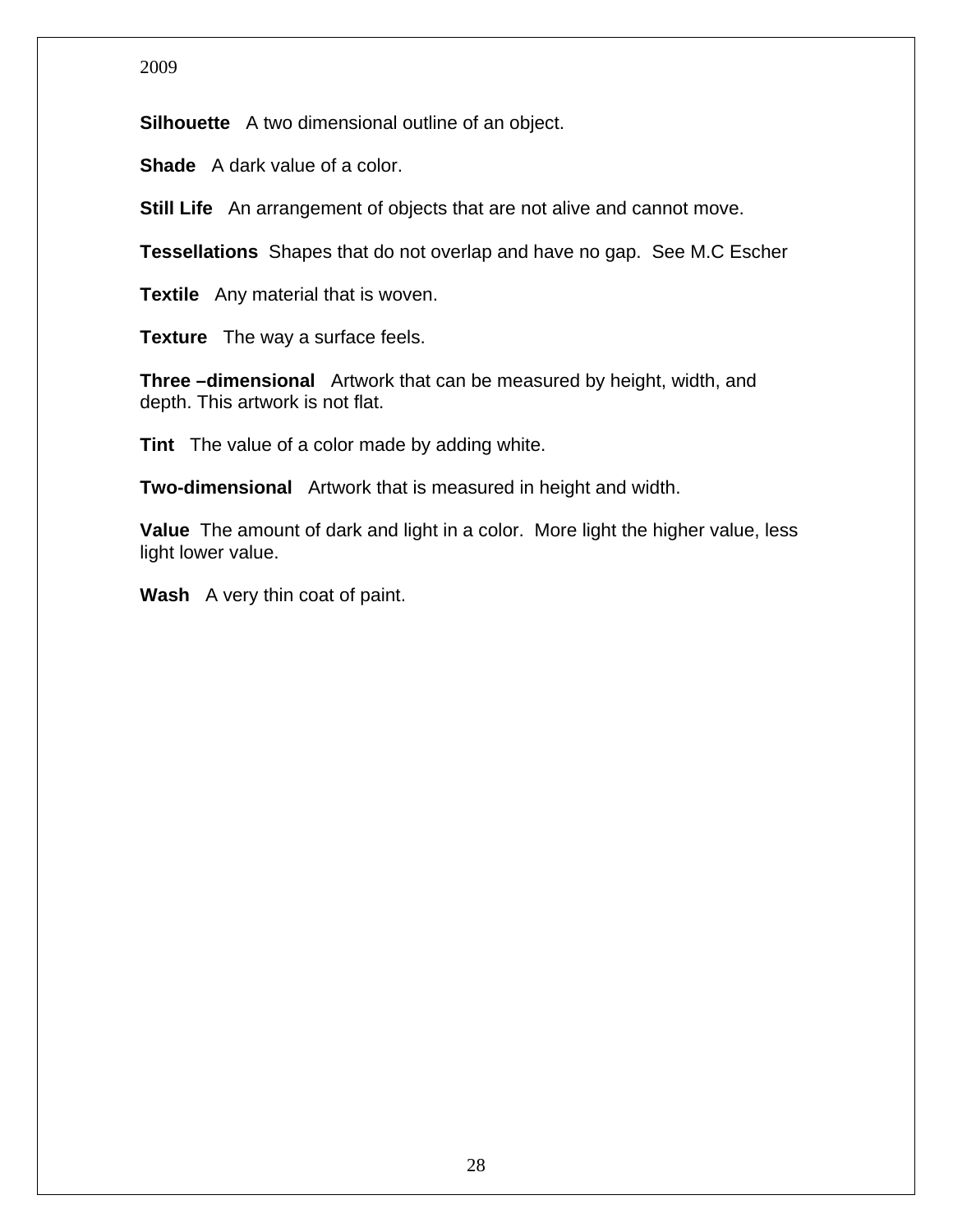**Silhouette** A two dimensional outline of an object.

**Shade** A dark value of a color.

**Still Life** An arrangement of objects that are not alive and cannot move.

**Tessellations** Shapes that do not overlap and have no gap. See M.C Escher

**Textile** Any material that is woven.

**Texture** The way a surface feels.

**Three –dimensional** Artwork that can be measured by height, width, and depth. This artwork is not flat.

**Tint** The value of a color made by adding white.

**Two-dimensional** Artwork that is measured in height and width.

**Value** The amount of dark and light in a color. More light the higher value, less light lower value.

**Wash** A very thin coat of paint.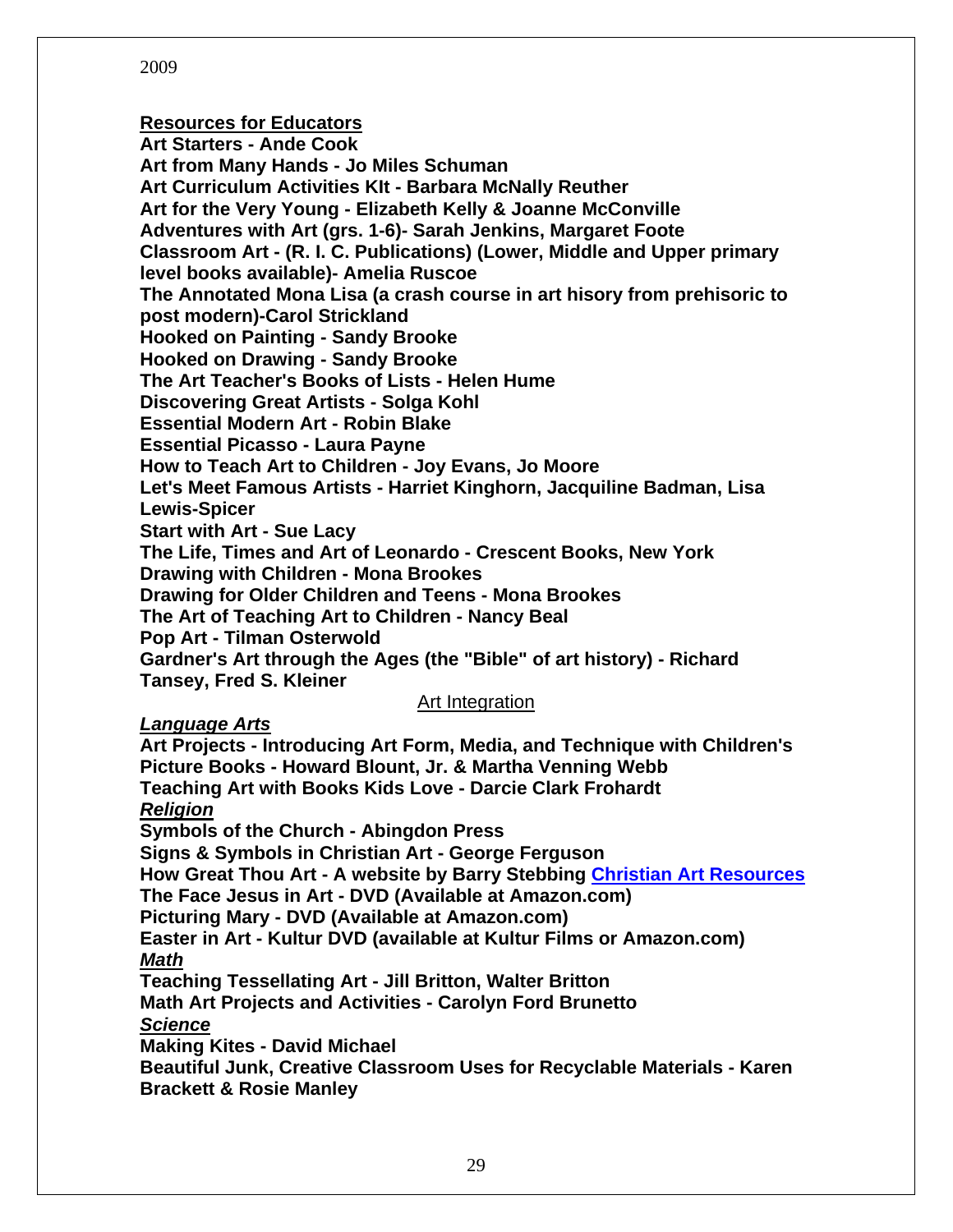2009

**Resources for Educators**

**Art Starters - Ande Cook**
**Art from Many Hands - Jo Miles Schuman**
**Art Curriculum Activities KIt - Barbara McNally Reuther**
**Art for the Very Young - Elizabeth Kelly & Joanne McConville**
**Adventures with Art (grs. 1-6)- Sarah Jenkins, Margaret Foote**
**Classroom Art - (R. I. C. Publications) (Lower, Middle and Upper primary level books available)- Amelia Ruscoe**
**The Annotated Mona Lisa (a crash course in art hisory from prehisoric to post modern)-Carol Strickland**
**Hooked on Painting - Sandy Brooke**
**Hooked on Drawing - Sandy Brooke**
**The Art Teacher's Books of Lists - Helen Hume**
**Discovering Great Artists - Solga Kohl**
**Essential Modern Art - Robin Blake**
**Essential Picasso - Laura Payne**
**How to Teach Art to Children - Joy Evans, Jo Moore**
**Let's Meet Famous Artists - Harriet Kinghorn, Jacquiline Badman, Lisa Lewis-Spicer**
**Start with Art - Sue Lacy**
**The Life, Times and Art of Leonardo - Crescent Books, New York**
**Drawing with Children - Mona Brookes**
**Drawing for Older Children and Teens - Mona Brookes**
**The Art of Teaching Art to Children - Nancy Beal**
**Pop Art - Tilman Osterwold**
**Gardner's Art through the Ages (the "Bible" of art history) - Richard Tansey, Fred S. Kleiner**

Art Integration

***Language Arts***

**Art Projects - Introducing Art Form, Media, and Technique with Children's Picture Books - Howard Blount, Jr. & Martha Venning Webb**
**Teaching Art with Books Kids Love - Darcie Clark Frohardt**

***Religion***

**Symbols of the Church - Abingdon Press**
**Signs & Symbols in Christian Art - George Ferguson**
**How Great Thou Art - A website by Barry Stebbing Christian Art Resources**
**The Face Jesus in Art - DVD (Available at Amazon.com)**
**Picturing Mary - DVD (Available at Amazon.com)**
**Easter in Art - Kultur DVD (available at Kultur Films or Amazon.com)**

***Math***

**Teaching Tessellating Art - Jill Britton, Walter Britton**
**Math Art Projects and Activities - Carolyn Ford Brunetto**

***Science***

**Making Kites - David Michael**
**Beautiful Junk, Creative Classroom Uses for Recyclable Materials - Karen Brackett & Rosie Manley**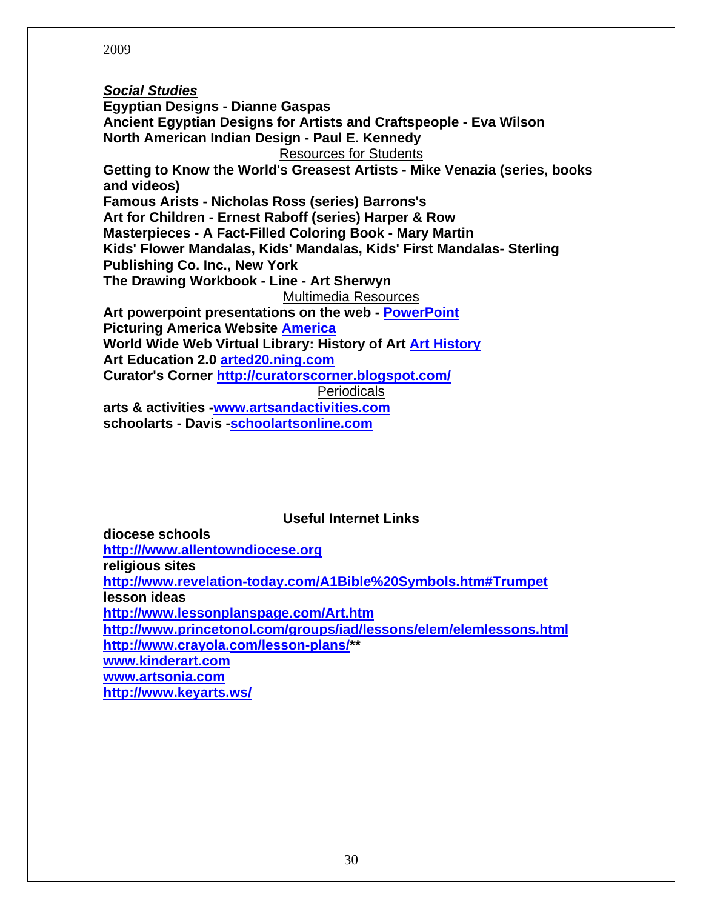***Social Studies***

**Egyptian Designs - Dianne Gaspas**
**Ancient Egyptian Designs for Artists and Craftspeople - Eva Wilson**
**North American Indian Design - Paul E. Kennedy**

Resources for Students

**Getting to Know the World's Greasest Artists - Mike Venazia (series, books and videos)**
**Famous Arists - Nicholas Ross (series) Barrons's**
**Art for Children - Ernest Raboff (series) Harper & Row**
**Masterpieces - A Fact-Filled Coloring Book - Mary Martin**
**Kids' Flower Mandalas, Kids' Mandalas, Kids' First Mandalas- Sterling Publishing Co. Inc., New York**
**The Drawing Workbook - Line - Art Sherwyn**

Multimedia Resources

**Art powerpoint presentations on the web - PowerPoint**
**Picturing America Website America**
**World Wide Web Virtual Library: History of Art Art History**
**Art Education 2.0 arted20.ning.com**
**Curator's Corner http://curatorscorner.blogspot.com/**

Periodicals

**arts & activities -www.artsandactivities.com**
**schoolarts - Davis -schoolartsonline.com**

**Useful Internet Links**

**diocese schools**
**http:///www.allentowndiocese.org**
**religious sites**
**http://www.revelation-today.com/A1Bible%20Symbols.htm#Trumpet**
**lesson ideas**
**http://www.lessonplanspage.com/Art.htm**
**http://www.princetonol.com/groups/iad/lessons/elem/elemlessons.html**
**http://www.crayola.com/lesson-plans/**\*\*
**www.kinderart.com**
**www.artsonia.com**
**http://www.keyarts.ws/**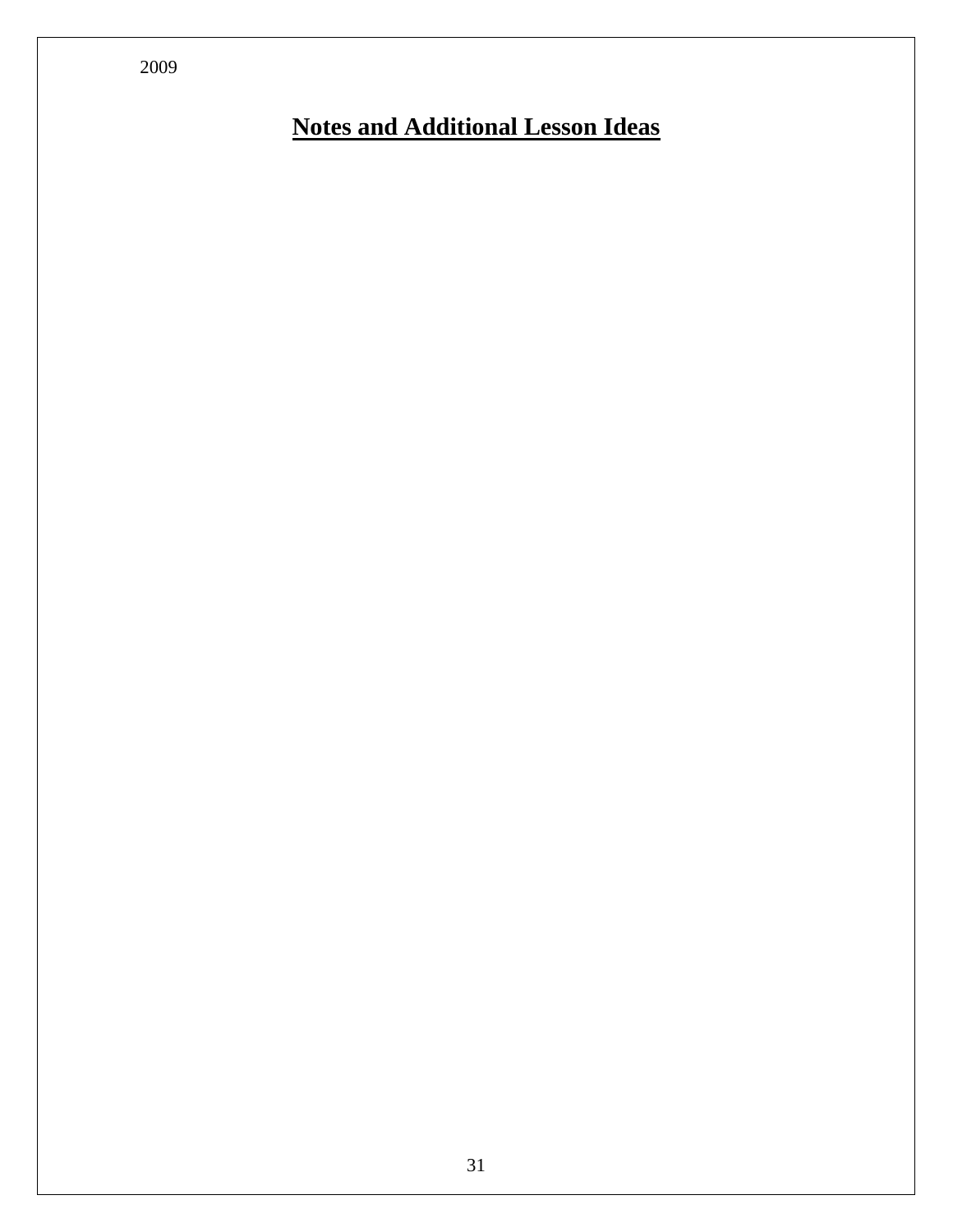# Notes and Additional Lesson Ideas